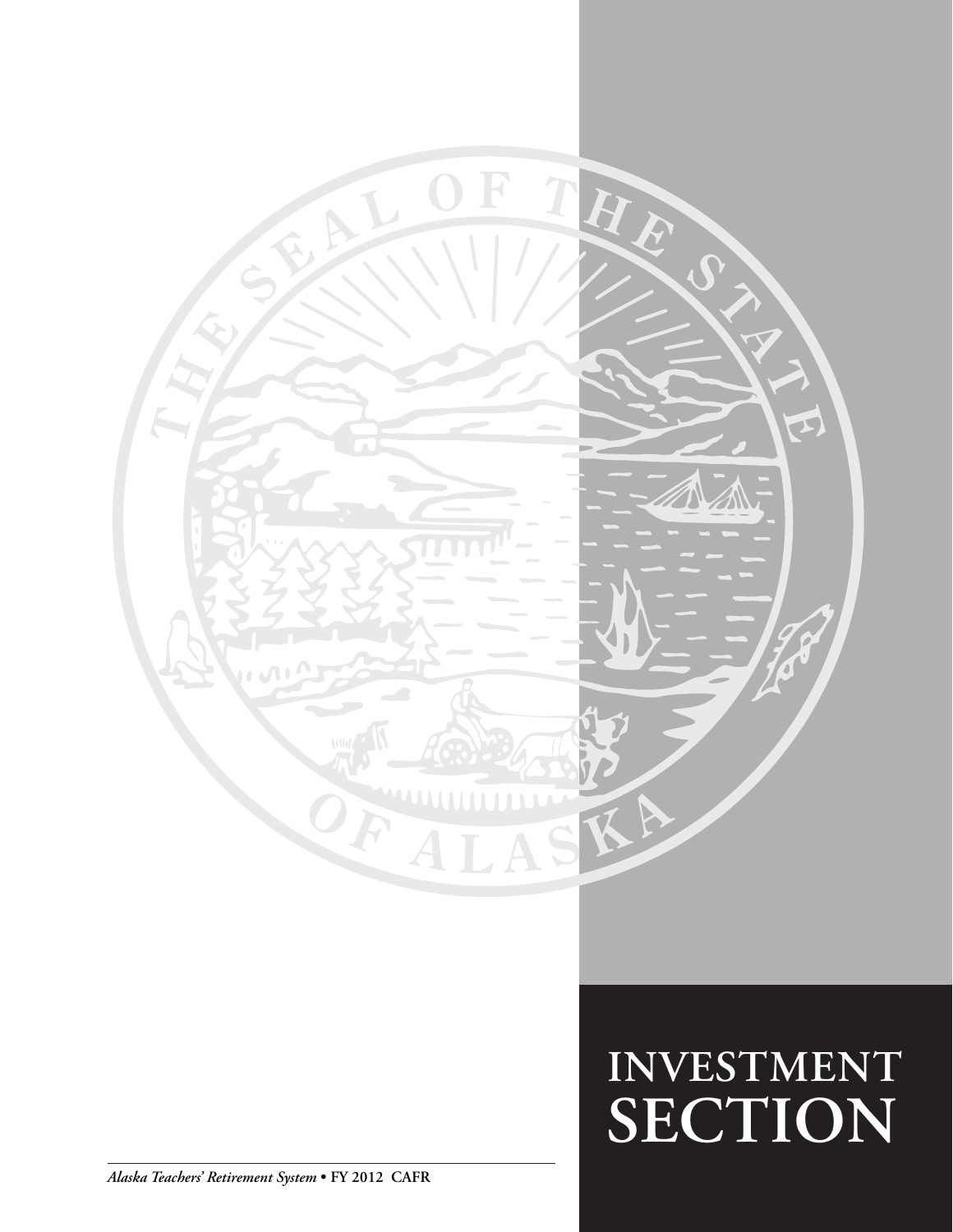# INVESTMENT SECTION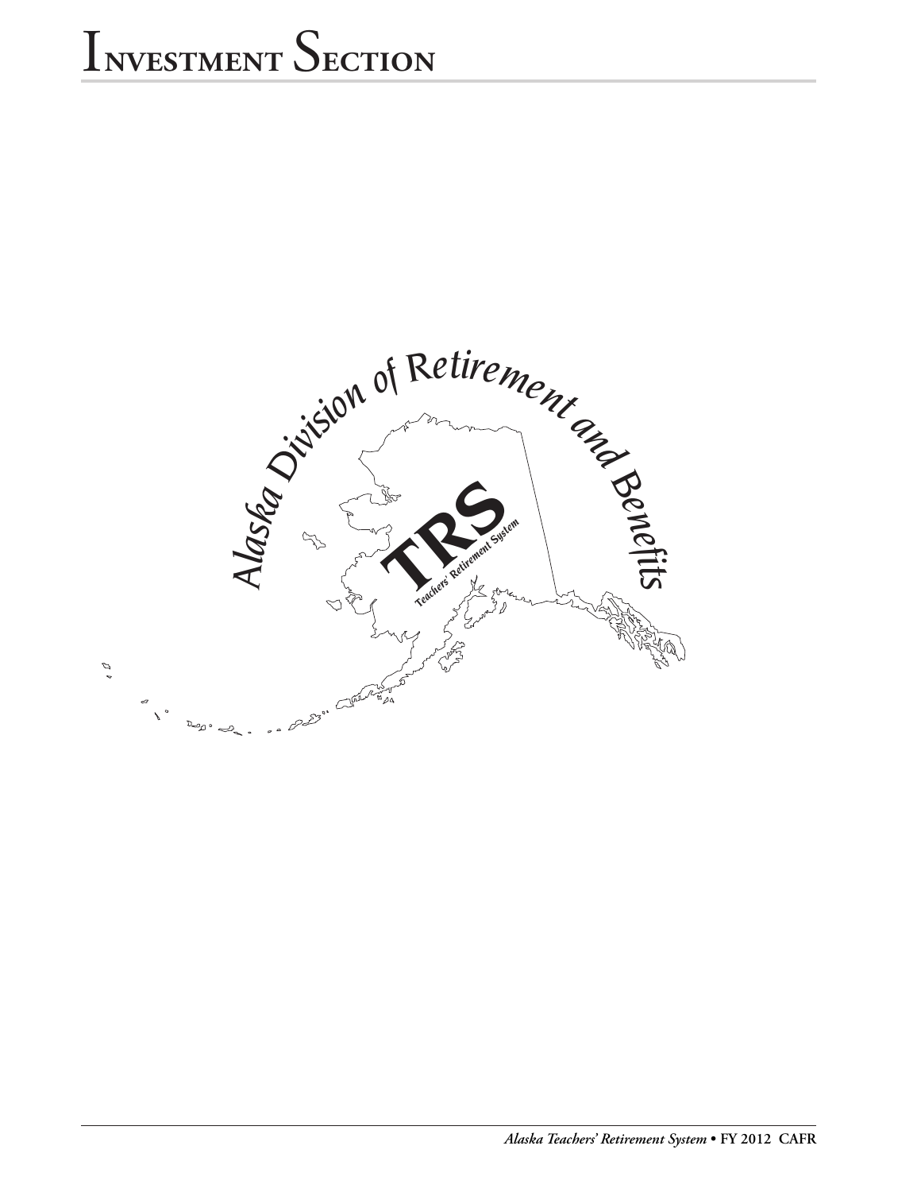# Investment Section

Alaska Division of Retirement and Benefits

TRS

Teachers' Retirement System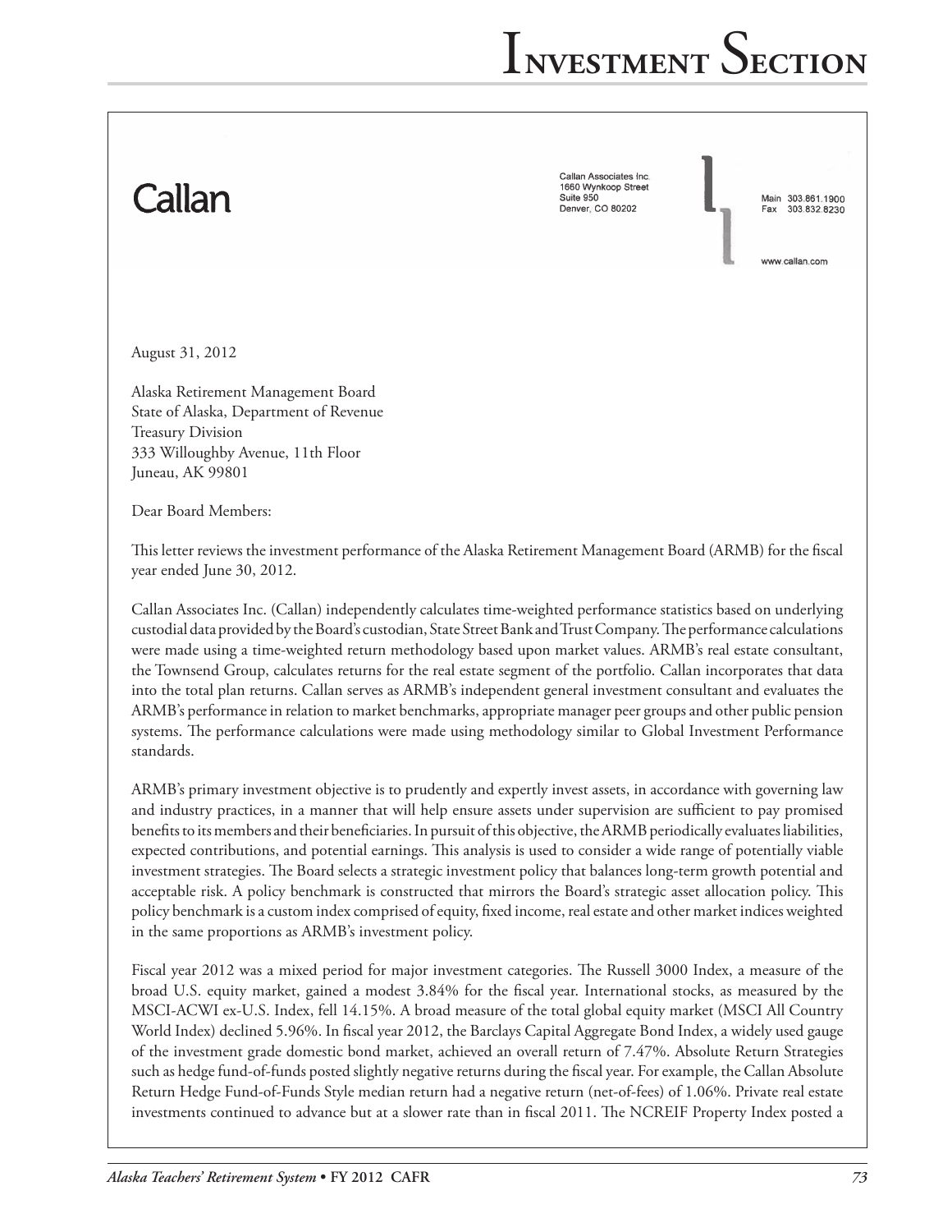Callan

Callan Associates Inc.
1660 Wynkoop Street
Suite 950
Denver, CO 80202

Main 303.861.1900
Fax 303.832.8230

www.callan.com

August 31, 2012

Alaska Retirement Management Board
State of Alaska, Department of Revenue
Treasury Division
333 Willoughby Avenue, 11th Floor
Juneau, AK 99801

Dear Board Members:

This letter reviews the investment performance of the Alaska Retirement Management Board (ARMB) for the fiscal year ended June 30, 2012.

Callan Associates Inc. (Callan) independently calculates time-weighted performance statistics based on underlying custodial data provided by the Board's custodian, State Street Bank and Trust Company. The performance calculations were made using a time-weighted return methodology based upon market values. ARMB's real estate consultant, the Townsend Group, calculates returns for the real estate segment of the portfolio. Callan incorporates that data into the total plan returns. Callan serves as ARMB's independent general investment consultant and evaluates the ARMB's performance in relation to market benchmarks, appropriate manager peer groups and other public pension systems. The performance calculations were made using methodology similar to Global Investment Performance standards.

ARMB's primary investment objective is to prudently and expertly invest assets, in accordance with governing law and industry practices, in a manner that will help ensure assets under supervision are sufficient to pay promised benefits to its members and their beneficiaries. In pursuit of this objective, the ARMB periodically evaluates liabilities, expected contributions, and potential earnings. This analysis is used to consider a wide range of potentially viable investment strategies. The Board selects a strategic investment policy that balances long-term growth potential and acceptable risk. A policy benchmark is constructed that mirrors the Board's strategic asset allocation policy. This policy benchmark is a custom index comprised of equity, fixed income, real estate and other market indices weighted in the same proportions as ARMB's investment policy.

Fiscal year 2012 was a mixed period for major investment categories. The Russell 3000 Index, a measure of the broad U.S. equity market, gained a modest 3.84% for the fiscal year. International stocks, as measured by the MSCI-ACWI ex-U.S. Index, fell 14.15%. A broad measure of the total global equity market (MSCI All Country World Index) declined 5.96%. In fiscal year 2012, the Barclays Capital Aggregate Bond Index, a widely used gauge of the investment grade domestic bond market, achieved an overall return of 7.47%. Absolute Return Strategies such as hedge fund-of-funds posted slightly negative returns during the fiscal year. For example, the Callan Absolute Return Hedge Fund-of-Funds Style median return had a negative return (net-of-fees) of 1.06%. Private real estate investments continued to advance but at a slower rate than in fiscal 2011. The NCREIF Property Index posted a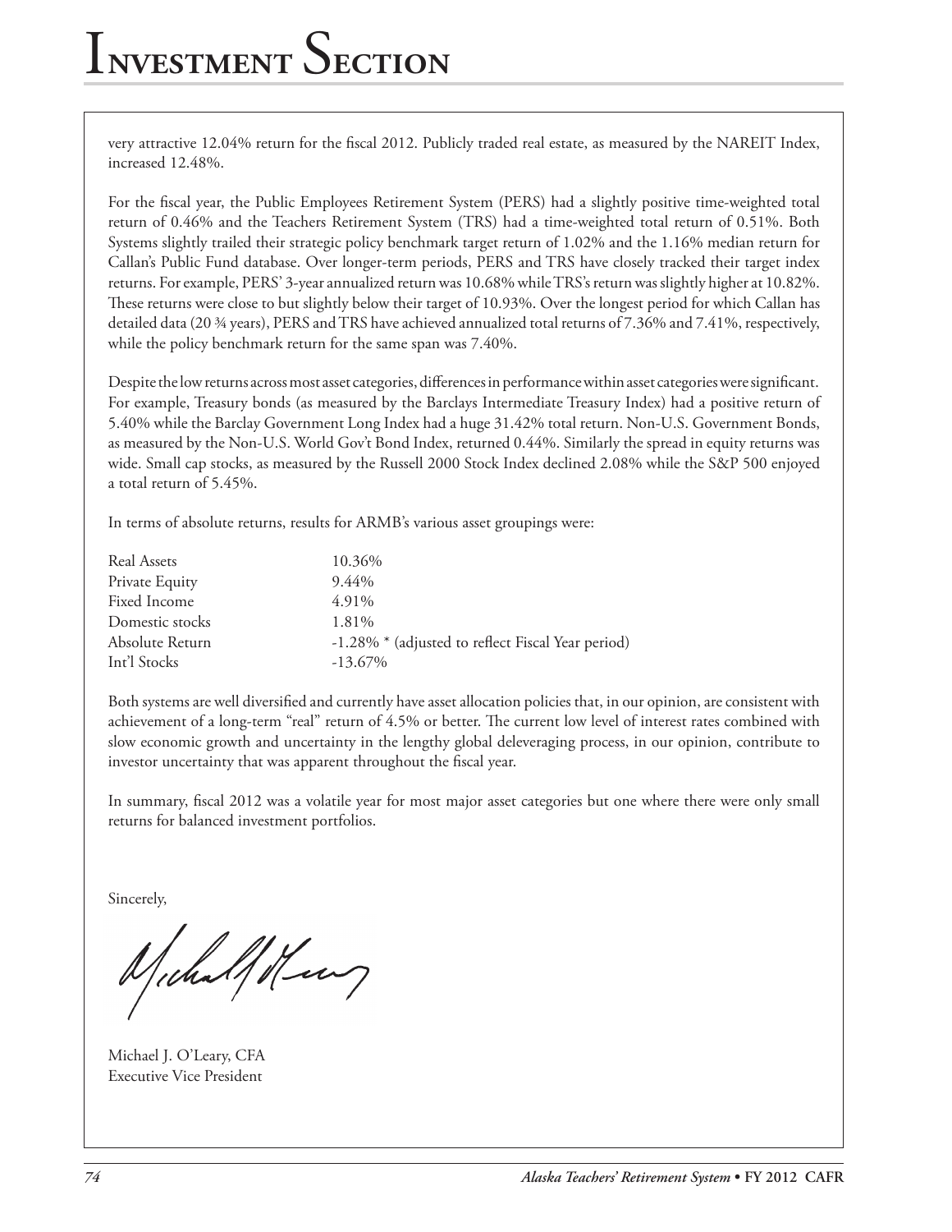very attractive 12.04% return for the fiscal 2012. Publicly traded real estate, as measured by the NAREIT Index, increased 12.48%.

For the fiscal year, the Public Employees Retirement System (PERS) had a slightly positive time-weighted total return of 0.46% and the Teachers Retirement System (TRS) had a time-weighted total return of 0.51%. Both Systems slightly trailed their strategic policy benchmark target return of 1.02% and the 1.16% median return for Callan's Public Fund database. Over longer-term periods, PERS and TRS have closely tracked their target index returns. For example, PERS' 3-year annualized return was 10.68% while TRS's return was slightly higher at 10.82%. These returns were close to but slightly below their target of 10.93%. Over the longest period for which Callan has detailed data (20 ¾ years), PERS and TRS have achieved annualized total returns of 7.36% and 7.41%, respectively, while the policy benchmark return for the same span was 7.40%.

Despite the low returns across most asset categories, differences in performance within asset categories were significant. For example, Treasury bonds (as measured by the Barclays Intermediate Treasury Index) had a positive return of 5.40% while the Barclay Government Long Index had a huge 31.42% total return. Non-U.S. Government Bonds, as measured by the Non-U.S. World Gov't Bond Index, returned 0.44%. Similarly the spread in equity returns was wide. Small cap stocks, as measured by the Russell 2000 Stock Index declined 2.08% while the S&P 500 enjoyed a total return of 5.45%.

In terms of absolute returns, results for ARMB's various asset groupings were:

| | |
|---|---|
| Real Assets | 10.36% |
| Private Equity | 9.44% |
| Fixed Income | 4.91% |
| Domestic stocks | 1.81% |
| Absolute Return | -1.28% * (adjusted to reflect Fiscal Year period) |
| Int'l Stocks | -13.67% |

Both systems are well diversified and currently have asset allocation policies that, in our opinion, are consistent with achievement of a long-term "real" return of 4.5% or better. The current low level of interest rates combined with slow economic growth and uncertainty in the lengthy global deleveraging process, in our opinion, contribute to investor uncertainty that was apparent throughout the fiscal year.

In summary, fiscal 2012 was a volatile year for most major asset categories but one where there were only small returns for balanced investment portfolios.

Sincerely,

Michael J. O'Leary, CFA
Executive Vice President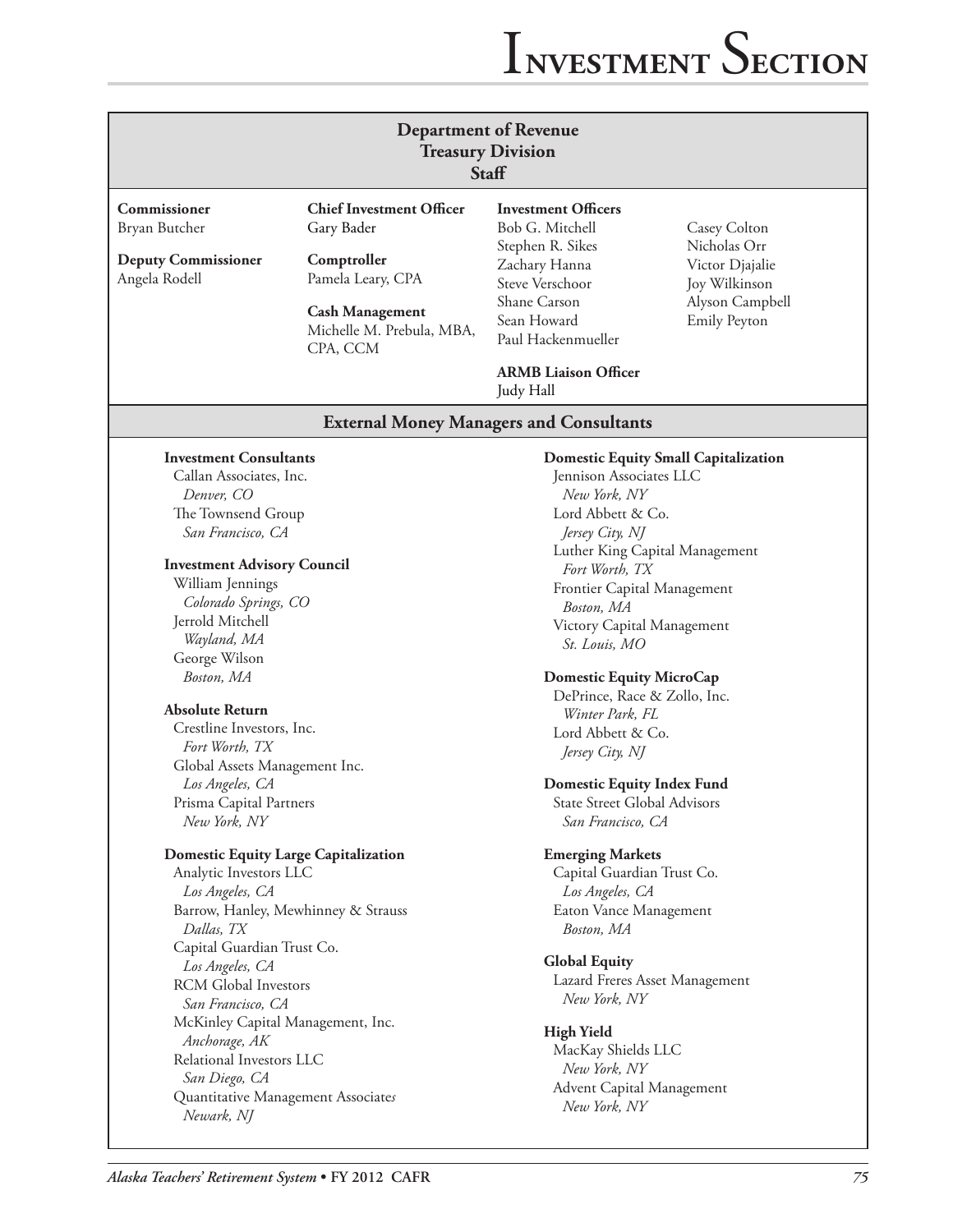# Investment Section

## Department of Revenue
## Treasury Division
## Staff

**Commissioner**
Bryan Butcher

**Deputy Commissioner**
Angela Rodell

**Chief Investment Officer**
Gary Bader

**Comptroller**
Pamela Leary, CPA

**Cash Management**
Michelle M. Prebula, MBA, CPA, CCM

**Investment Officers**
Bob G. Mitchell
Stephen R. Sikes
Zachary Hanna
Steve Verschoor
Shane Carson
Sean Howard
Paul Hackenmueller
Casey Colton
Nicholas Orr
Victor Djajalie
Joy Wilkinson
Alyson Campbell
Emily Peyton

**ARMB Liaison Officer**
Judy Hall

## External Money Managers and Consultants

**Investment Consultants**
Callan Associates, Inc.
*Denver, CO*
The Townsend Group
*San Francisco, CA*

**Investment Advisory Council**
William Jennings
*Colorado Springs, CO*
Jerrold Mitchell
*Wayland, MA*
George Wilson
*Boston, MA*

**Absolute Return**
Crestline Investors, Inc.
*Fort Worth, TX*
Global Assets Management Inc.
*Los Angeles, CA*
Prisma Capital Partners
*New York, NY*

**Domestic Equity Large Capitalization**
Analytic Investors LLC
*Los Angeles, CA*
Barrow, Hanley, Mewhinney & Strauss
*Dallas, TX*
Capital Guardian Trust Co.
*Los Angeles, CA*
RCM Global Investors
*San Francisco, CA*
McKinley Capital Management, Inc.
*Anchorage, AK*
Relational Investors LLC
*San Diego, CA*
Quantitative Management Associates
*Newark, NJ*

**Domestic Equity Small Capitalization**
Jennison Associates LLC
*New York, NY*
Lord Abbett & Co.
*Jersey City, NJ*
Luther King Capital Management
*Fort Worth, TX*
Frontier Capital Management
*Boston, MA*
Victory Capital Management
*St. Louis, MO*

**Domestic Equity MicroCap**
DePrince, Race & Zollo, Inc.
*Winter Park, FL*
Lord Abbett & Co.
*Jersey City, NJ*

**Domestic Equity Index Fund**
State Street Global Advisors
*San Francisco, CA*

**Emerging Markets**
Capital Guardian Trust Co.
*Los Angeles, CA*
Eaton Vance Management
*Boston, MA*

**Global Equity**
Lazard Freres Asset Management
*New York, NY*

**High Yield**
MacKay Shields LLC
*New York, NY*
Advent Capital Management
*New York, NY*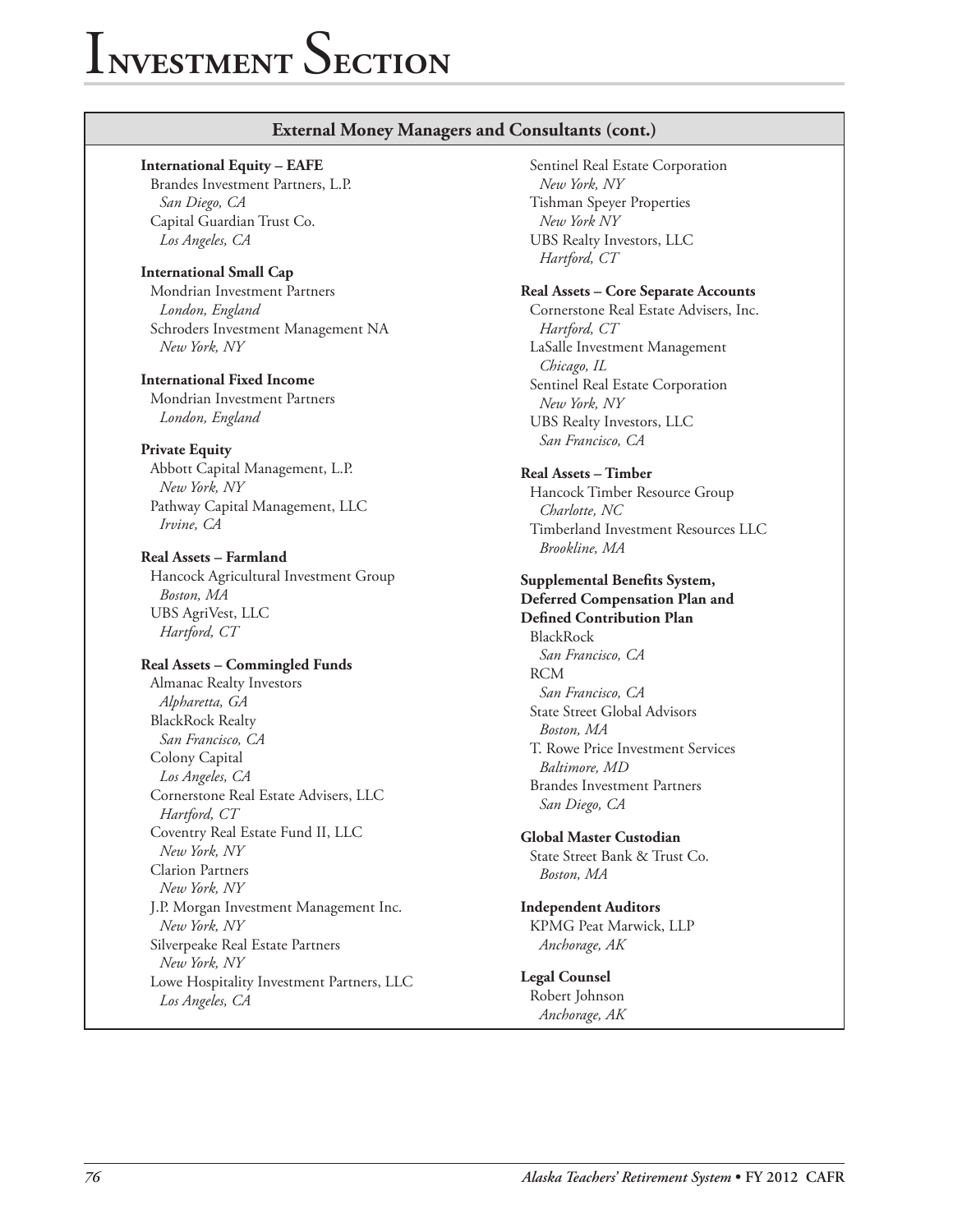# Investment Section

## External Money Managers and Consultants (cont.)

**International Equity – EAFE**
Brandes Investment Partners, L.P.
*San Diego, CA*
Capital Guardian Trust Co.
*Los Angeles, CA*

**International Small Cap**
Mondrian Investment Partners
*London, England*
Schroders Investment Management NA
*New York, NY*

**International Fixed Income**
Mondrian Investment Partners
*London, England*

**Private Equity**
Abbott Capital Management, L.P.
*New York, NY*
Pathway Capital Management, LLC
*Irvine, CA*

**Real Assets – Farmland**
Hancock Agricultural Investment Group
*Boston, MA*
UBS AgriVest, LLC
*Hartford, CT*

**Real Assets – Commingled Funds**
Almanac Realty Investors
*Alpharetta, GA*
BlackRock Realty
*San Francisco, CA*
Colony Capital
*Los Angeles, CA*
Cornerstone Real Estate Advisers, LLC
*Hartford, CT*
Coventry Real Estate Fund II, LLC
*New York, NY*
Clarion Partners
*New York, NY*
J.P. Morgan Investment Management Inc.
*New York, NY*
Silverpeake Real Estate Partners
*New York, NY*
Lowe Hospitality Investment Partners, LLC
*Los Angeles, CA*
Sentinel Real Estate Corporation
*New York, NY*
Tishman Speyer Properties
*New York NY*
UBS Realty Investors, LLC
*Hartford, CT*

**Real Assets – Core Separate Accounts**
Cornerstone Real Estate Advisers, Inc.
*Hartford, CT*
LaSalle Investment Management
*Chicago, IL*
Sentinel Real Estate Corporation
*New York, NY*
UBS Realty Investors, LLC
*San Francisco, CA*

**Real Assets – Timber**
Hancock Timber Resource Group
*Charlotte, NC*
Timberland Investment Resources LLC
*Brookline, MA*

**Supplemental Benefits System, Deferred Compensation Plan and Defined Contribution Plan**
BlackRock
*San Francisco, CA*
RCM
*San Francisco, CA*
State Street Global Advisors
*Boston, MA*
T. Rowe Price Investment Services
*Baltimore, MD*
Brandes Investment Partners
*San Diego, CA*

**Global Master Custodian**
State Street Bank & Trust Co.
*Boston, MA*

**Independent Auditors**
KPMG Peat Marwick, LLP
*Anchorage, AK*

**Legal Counsel**
Robert Johnson
*Anchorage, AK*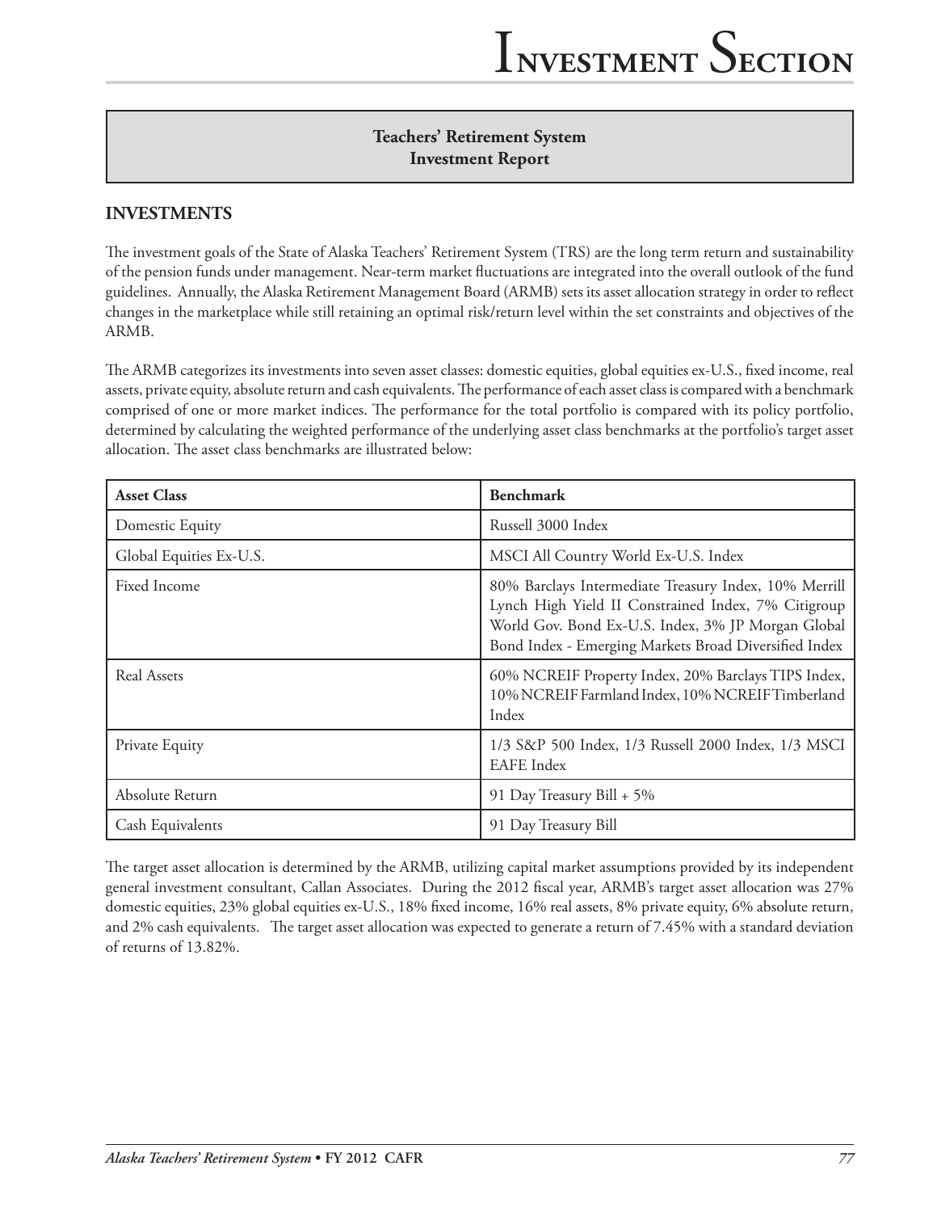## Teachers' Retirement System Investment Report

## INVESTMENTS

The investment goals of the State of Alaska Teachers' Retirement System (TRS) are the long term return and sustainability of the pension funds under management. Near-term market fluctuations are integrated into the overall outlook of the fund guidelines. Annually, the Alaska Retirement Management Board (ARMB) sets its asset allocation strategy in order to reflect changes in the marketplace while still retaining an optimal risk/return level within the set constraints and objectives of the ARMB.

The ARMB categorizes its investments into seven asset classes: domestic equities, global equities ex-U.S., fixed income, real assets, private equity, absolute return and cash equivalents. The performance of each asset class is compared with a benchmark comprised of one or more market indices. The performance for the total portfolio is compared with its policy portfolio, determined by calculating the weighted performance of the underlying asset class benchmarks at the portfolio's target asset allocation. The asset class benchmarks are illustrated below:

| Asset Class | Benchmark |
|---|---|
| Domestic Equity | Russell 3000 Index |
| Global Equities Ex-U.S. | MSCI All Country World Ex-U.S. Index |
| Fixed Income | 80% Barclays Intermediate Treasury Index, 10% Merrill Lynch High Yield II Constrained Index, 7% Citigroup World Gov. Bond Ex-U.S. Index, 3% JP Morgan Global Bond Index - Emerging Markets Broad Diversified Index |
| Real Assets | 60% NCREIF Property Index, 20% Barclays TIPS Index, 10% NCREIF Farmland Index, 10% NCREIF Timberland Index |
| Private Equity | 1/3 S&P 500 Index, 1/3 Russell 2000 Index, 1/3 MSCI EAFE Index |
| Absolute Return | 91 Day Treasury Bill + 5% |
| Cash Equivalents | 91 Day Treasury Bill |

The target asset allocation is determined by the ARMB, utilizing capital market assumptions provided by its independent general investment consultant, Callan Associates. During the 2012 fiscal year, ARMB's target asset allocation was 27% domestic equities, 23% global equities ex-U.S., 18% fixed income, 16% real assets, 8% private equity, 6% absolute return, and 2% cash equivalents. The target asset allocation was expected to generate a return of 7.45% with a standard deviation of returns of 13.82%.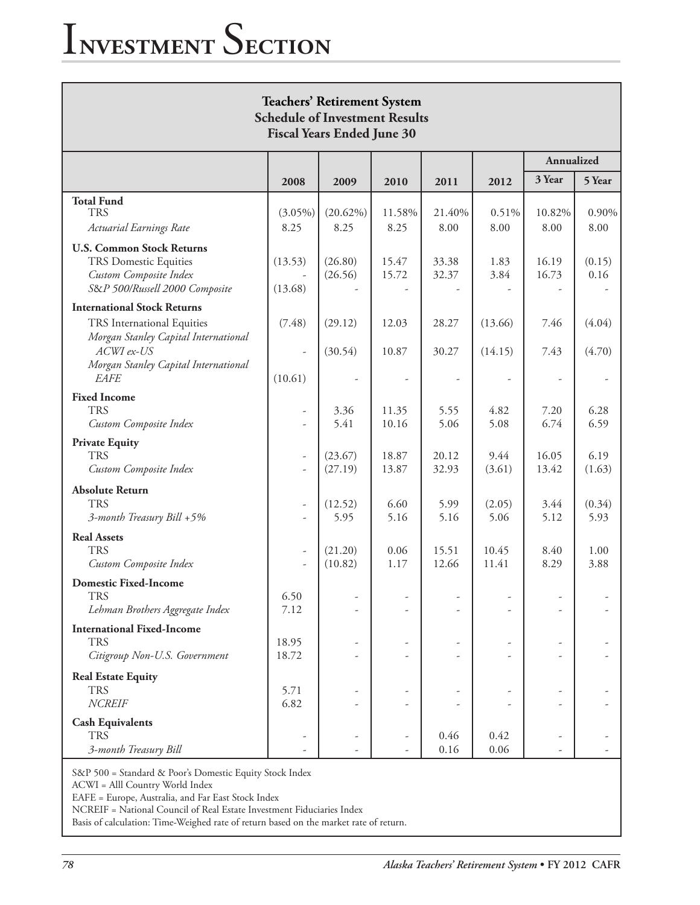**Teachers' Retirement System**
**Schedule of Investment Results**
**Fiscal Years Ended June 30**

| | 2008 | 2009 | 2010 | 2011 | 2012 | Annualized 3 Year | 5 Year |
|---|---|---|---|---|---|---|---|
| **Total Fund** | | | | | | | |
| TRS | (3.05%) | (20.62%) | 11.58% | 21.40% | 0.51% | 10.82% | 0.90% |
| *Actuarial Earnings Rate* | 8.25 | 8.25 | 8.25 | 8.00 | 8.00 | 8.00 | 8.00 |
| **U.S. Common Stock Returns** | | | | | | | |
| TRS Domestic Equities | (13.53) | (26.80) | 15.47 | 33.38 | 1.83 | 16.19 | (0.15) |
| *Custom Composite Index* | - | (26.56) | 15.72 | 32.37 | 3.84 | 16.73 | 0.16 |
| *S&P 500/Russell 2000 Composite* | (13.68) | - | - | - | - | - | - |
| **International Stock Returns** | | | | | | | |
| TRS International Equities | (7.48) | (29.12) | 12.03 | 28.27 | (13.66) | 7.46 | (4.04) |
| *Morgan Stanley Capital International ACWI ex-US* | - | (30.54) | 10.87 | 30.27 | (14.15) | 7.43 | (4.70) |
| *Morgan Stanley Capital International EAFE* | (10.61) | - | - | - | - | - | - |
| **Fixed Income** | | | | | | | |
| TRS | - | 3.36 | 11.35 | 5.55 | 4.82 | 7.20 | 6.28 |
| *Custom Composite Index* | - | 5.41 | 10.16 | 5.06 | 5.08 | 6.74 | 6.59 |
| **Private Equity** | | | | | | | |
| TRS | - | (23.67) | 18.87 | 20.12 | 9.44 | 16.05 | 6.19 |
| *Custom Composite Index* | - | (27.19) | 13.87 | 32.93 | (3.61) | 13.42 | (1.63) |
| **Absolute Return** | | | | | | | |
| TRS | - | (12.52) | 6.60 | 5.99 | (2.05) | 3.44 | (0.34) |
| *3-month Treasury Bill +5%* | - | 5.95 | 5.16 | 5.16 | 5.06 | 5.12 | 5.93 |
| **Real Assets** | | | | | | | |
| TRS | - | (21.20) | 0.06 | 15.51 | 10.45 | 8.40 | 1.00 |
| *Custom Composite Index* | - | (10.82) | 1.17 | 12.66 | 11.41 | 8.29 | 3.88 |
| **Domestic Fixed-Income** | | | | | | | |
| TRS | 6.50 | - | - | - | - | - | - |
| *Lehman Brothers Aggregate Index* | 7.12 | - | - | - | - | - | - |
| **International Fixed-Income** | | | | | | | |
| TRS | 18.95 | - | - | - | - | - | - |
| *Citigroup Non-U.S. Government* | 18.72 | - | - | - | - | - | - |
| **Real Estate Equity** | | | | | | | |
| TRS | 5.71 | - | - | - | - | - | - |
| *NCREIF* | 6.82 | - | - | - | - | - | - |
| **Cash Equivalents** | | | | | | | |
| TRS | - | - | - | 0.46 | 0.42 | - | - |
| *3-month Treasury Bill* | - | - | - | 0.16 | 0.06 | - | - |

S&P 500 = Standard & Poor's Domestic Equity Stock Index
ACWI = Alll Country World Index
EAFE = Europe, Australia, and Far East Stock Index
NCREIF = National Council of Real Estate Investment Fiduciaries Index
Basis of calculation: Time-Weighed rate of return based on the market rate of return.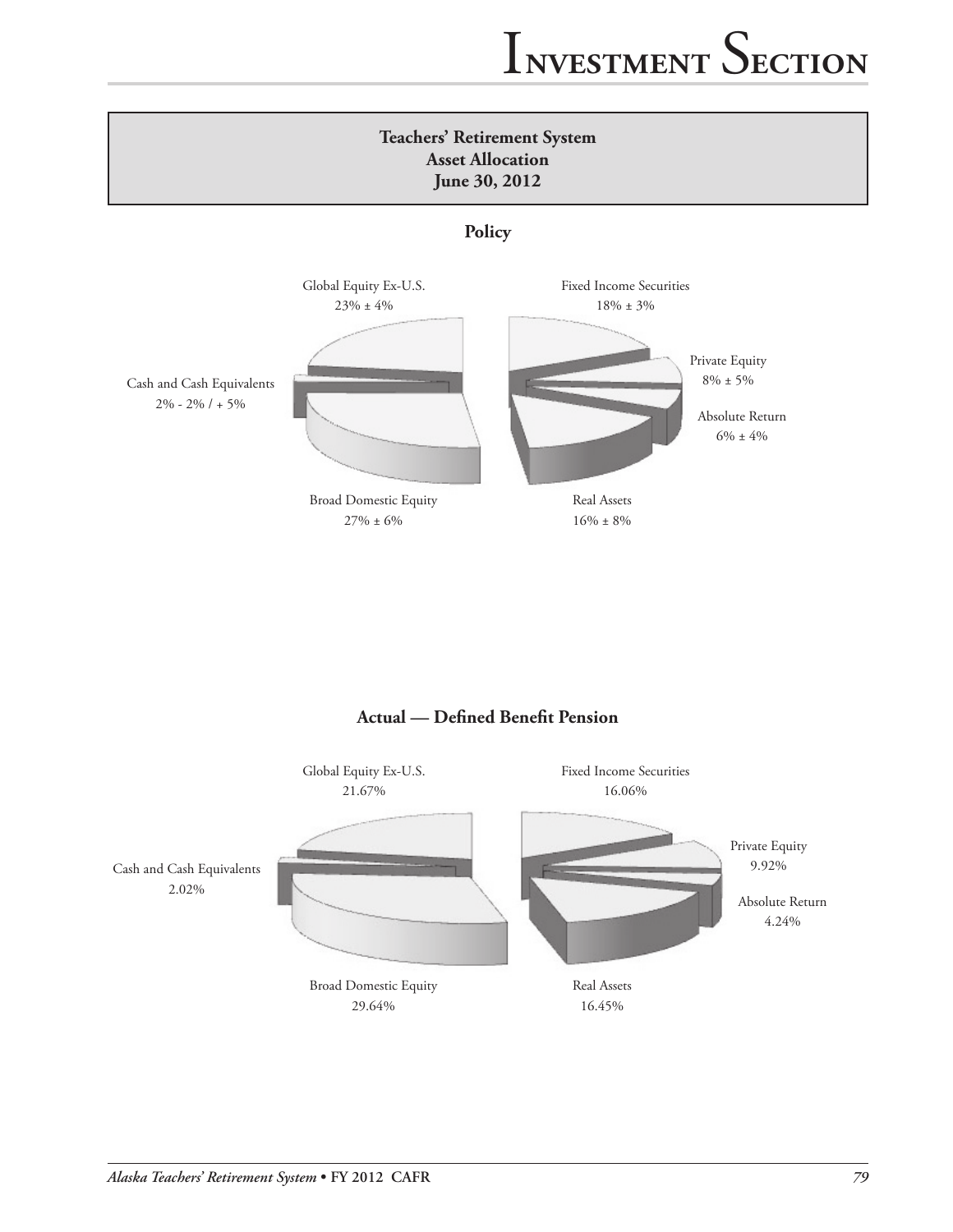## Teachers' Retirement System
## Asset Allocation
## June 30, 2012

### Policy

Global Equity Ex-U.S.
23% ± 4%

Fixed Income Securities
18% ± 3%

Private Equity
8% ± 5%

Absolute Return
6% ± 4%

Real Assets
16% ± 8%

Broad Domestic Equity
27% ± 6%

Cash and Cash Equivalents
2% - 2% / + 5%

### Actual — Defined Benefit Pension

Global Equity Ex-U.S.
21.67%

Fixed Income Securities
16.06%

Private Equity
9.92%

Absolute Return
4.24%

Real Assets
16.45%

Broad Domestic Equity
29.64%

Cash and Cash Equivalents
2.02%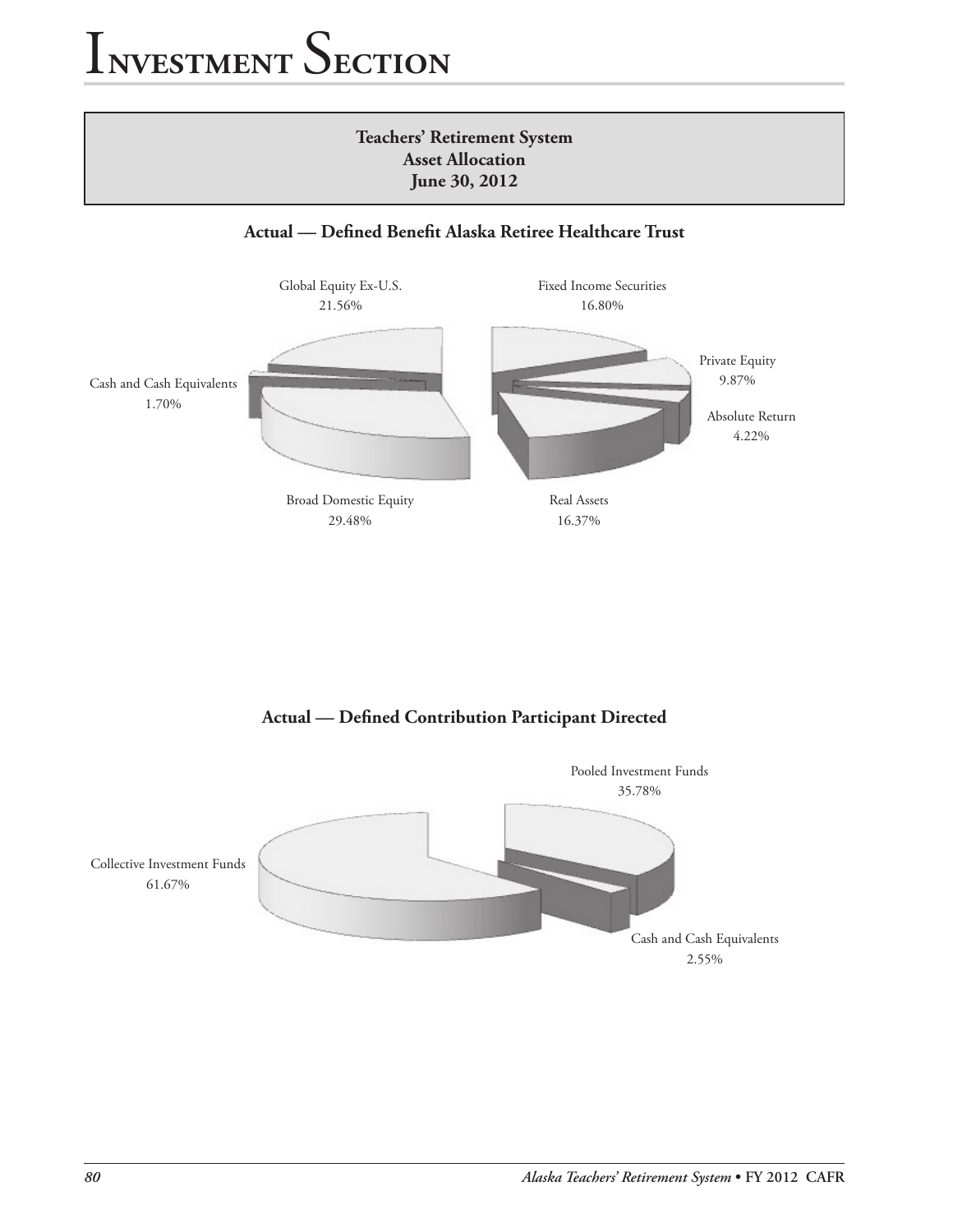# Investment Section

**Teachers' Retirement System**
**Asset Allocation**
**June 30, 2012**

### Actual — Defined Benefit Alaska Retiree Healthcare Trust

Global Equity Ex-U.S.
21.56%

Fixed Income Securities
16.80%

Private Equity
9.87%

Cash and Cash Equivalents
1.70%

Absolute Return
4.22%

Broad Domestic Equity
29.48%

Real Assets
16.37%

### Actual — Defined Contribution Participant Directed

Pooled Investment Funds
35.78%

Collective Investment Funds
61.67%

Cash and Cash Equivalents
2.55%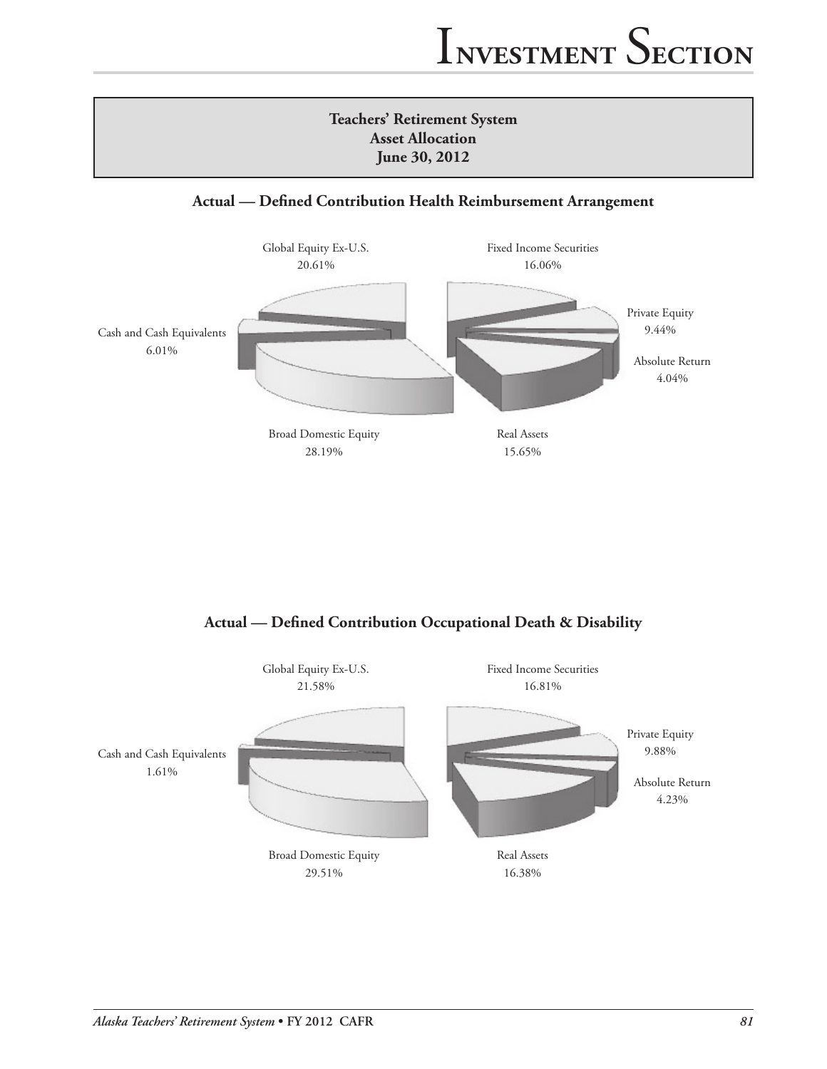## Teachers' Retirement System
## Asset Allocation
## June 30, 2012

### Actual — Defined Contribution Health Reimbursement Arrangement

Global Equity Ex-U.S. 20.61%

Fixed Income Securities 16.06%

Private Equity 9.44%

Absolute Return 4.04%

Real Assets 15.65%

Broad Domestic Equity 28.19%

Cash and Cash Equivalents 6.01%

### Actual — Defined Contribution Occupational Death & Disability

Global Equity Ex-U.S. 21.58%

Fixed Income Securities 16.81%

Private Equity 9.88%

Absolute Return 4.23%

Real Assets 16.38%

Broad Domestic Equity 29.51%

Cash and Cash Equivalents 1.61%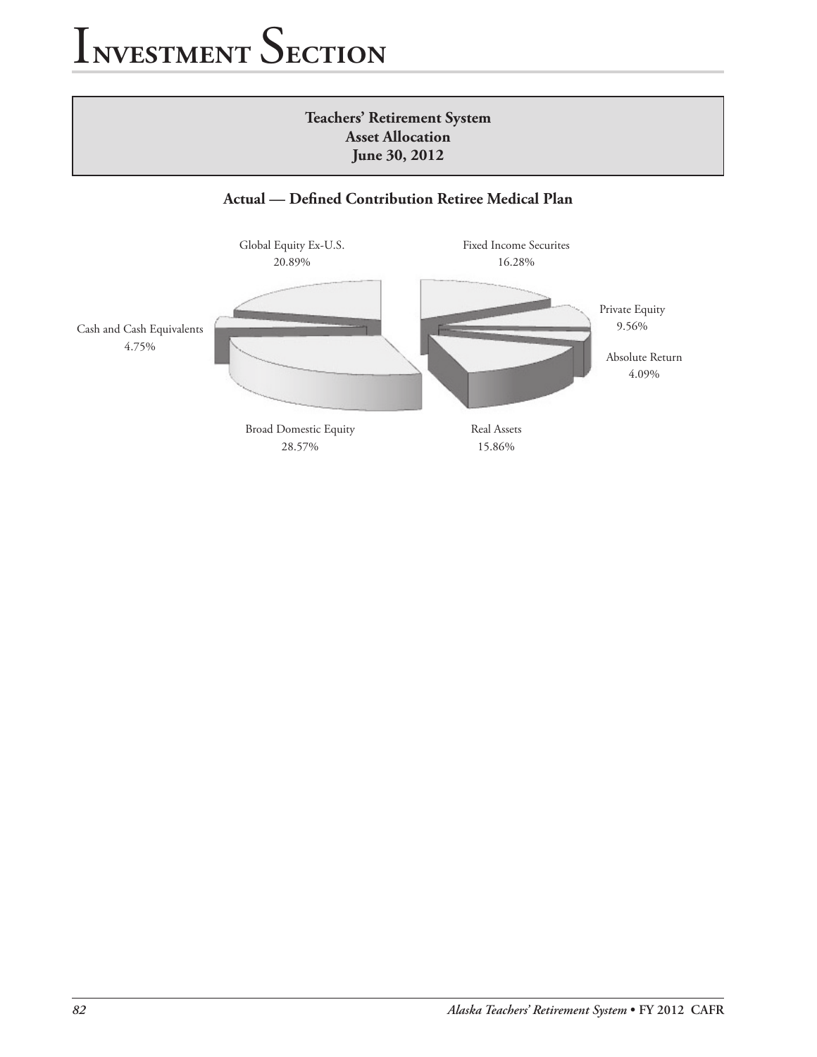# Investment Section

**Teachers' Retirement System**
**Asset Allocation**
**June 30, 2012**

**Actual — Defined Contribution Retiree Medical Plan**

Global Equity Ex-U.S.
20.89%

Fixed Income Securites
16.28%

Private Equity
9.56%

Absolute Return
4.09%

Real Assets
15.86%

Broad Domestic Equity
28.57%

Cash and Cash Equivalents
4.75%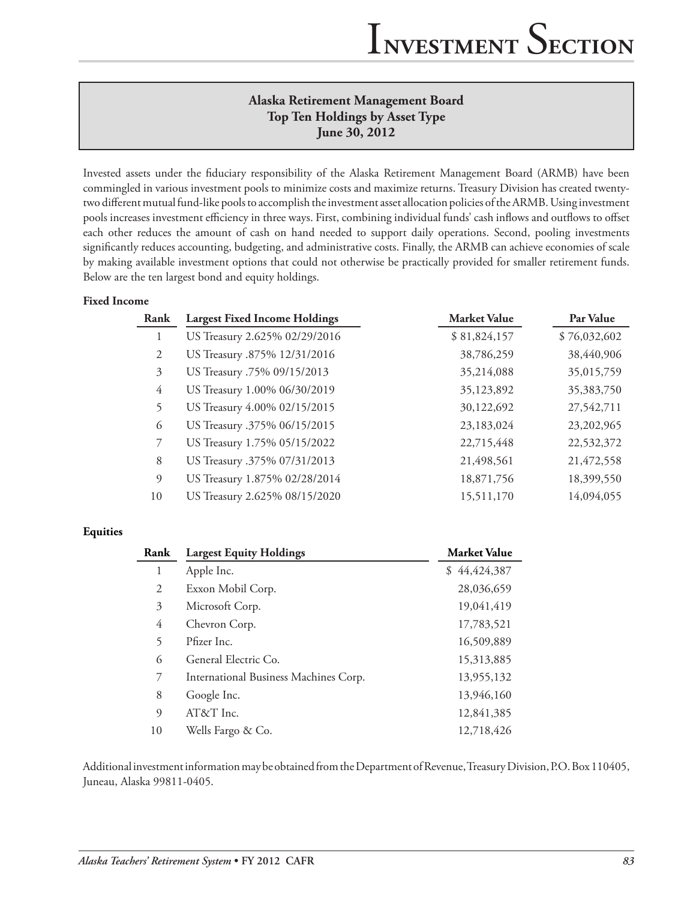## Alaska Retirement Management Board
## Top Ten Holdings by Asset Type
## June 30, 2012

Invested assets under the fiduciary responsibility of the Alaska Retirement Management Board (ARMB) have been commingled in various investment pools to minimize costs and maximize returns. Treasury Division has created twenty-two different mutual fund-like pools to accomplish the investment asset allocation policies of the ARMB. Using investment pools increases investment efficiency in three ways. First, combining individual funds' cash inflows and outflows to offset each other reduces the amount of cash on hand needed to support daily operations. Second, pooling investments significantly reduces accounting, budgeting, and administrative costs. Finally, the ARMB can achieve economies of scale by making available investment options that could not otherwise be practically provided for smaller retirement funds. Below are the ten largest bond and equity holdings.

**Fixed Income**

| Rank | Largest Fixed Income Holdings | Market Value | Par Value |
|---|---|---|---|
| 1 | US Treasury 2.625% 02/29/2016 | $ 81,824,157 | $ 76,032,602 |
| 2 | US Treasury .875% 12/31/2016 | 38,786,259 | 38,440,906 |
| 3 | US Treasury .75% 09/15/2013 | 35,214,088 | 35,015,759 |
| 4 | US Treasury 1.00% 06/30/2019 | 35,123,892 | 35,383,750 |
| 5 | US Treasury 4.00% 02/15/2015 | 30,122,692 | 27,542,711 |
| 6 | US Treasury .375% 06/15/2015 | 23,183,024 | 23,202,965 |
| 7 | US Treasury 1.75% 05/15/2022 | 22,715,448 | 22,532,372 |
| 8 | US Treasury .375% 07/31/2013 | 21,498,561 | 21,472,558 |
| 9 | US Treasury 1.875% 02/28/2014 | 18,871,756 | 18,399,550 |
| 10 | US Treasury 2.625% 08/15/2020 | 15,511,170 | 14,094,055 |

**Equities**

| Rank | Largest Equity Holdings | Market Value |
|---|---|---|
| 1 | Apple Inc. | $ 44,424,387 |
| 2 | Exxon Mobil Corp. | 28,036,659 |
| 3 | Microsoft Corp. | 19,041,419 |
| 4 | Chevron Corp. | 17,783,521 |
| 5 | Pfizer Inc. | 16,509,889 |
| 6 | General Electric Co. | 15,313,885 |
| 7 | International Business Machines Corp. | 13,955,132 |
| 8 | Google Inc. | 13,946,160 |
| 9 | AT&T Inc. | 12,841,385 |
| 10 | Wells Fargo & Co. | 12,718,426 |

Additional investment information may be obtained from the Department of Revenue, Treasury Division, P.O. Box 110405, Juneau, Alaska 99811-0405.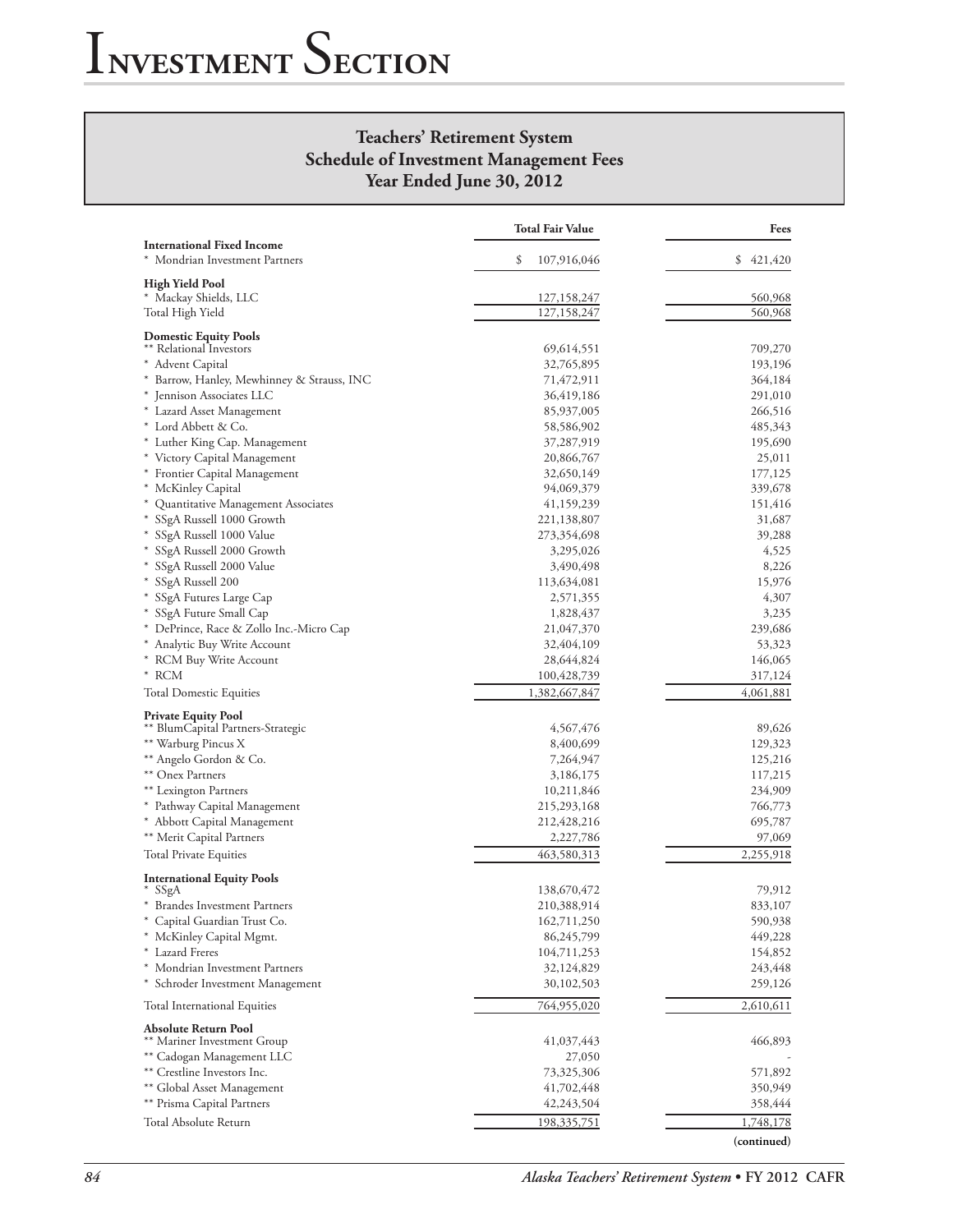# Investment Section

## Teachers' Retirement System
## Schedule of Investment Management Fees
## Year Ended June 30, 2012

| | Total Fair Value | Fees |
|---|---|---|
| **International Fixed Income** | | |
| * Mondrian Investment Partners | $ 107,916,046 | $ 421,420 |
| **High Yield Pool** | | |
| * Mackay Shields, LLC | 127,158,247 | 560,968 |
| Total High Yield | 127,158,247 | 560,968 |
| **Domestic Equity Pools** | | |
| ** Relational Investors | 69,614,551 | 709,270 |
| * Advent Capital | 32,765,895 | 193,196 |
| * Barrow, Hanley, Mewhinney & Strauss, INC | 71,472,911 | 364,184 |
| * Jennison Associates LLC | 36,419,186 | 291,010 |
| * Lazard Asset Management | 85,937,005 | 266,516 |
| * Lord Abbett & Co. | 58,586,902 | 485,343 |
| * Luther King Cap. Management | 37,287,919 | 195,690 |
| * Victory Capital Management | 20,866,767 | 25,011 |
| * Frontier Capital Management | 32,650,149 | 177,125 |
| * McKinley Capital | 94,069,379 | 339,678 |
| * Quantitative Management Associates | 41,159,239 | 151,416 |
| * SSgA Russell 1000 Growth | 221,138,807 | 31,687 |
| * SSgA Russell 1000 Value | 273,354,698 | 39,288 |
| * SSgA Russell 2000 Growth | 3,295,026 | 4,525 |
| * SSgA Russell 2000 Value | 3,490,498 | 8,226 |
| * SSgA Russell 200 | 113,634,081 | 15,976 |
| * SSgA Futures Large Cap | 2,571,355 | 4,307 |
| * SSgA Future Small Cap | 1,828,437 | 3,235 |
| * DePrince, Race & Zollo Inc.-Micro Cap | 21,047,370 | 239,686 |
| * Analytic Buy Write Account | 32,404,109 | 53,323 |
| * RCM Buy Write Account | 28,644,824 | 146,065 |
| * RCM | 100,428,739 | 317,124 |
| Total Domestic Equities | 1,382,667,847 | 4,061,881 |
| **Private Equity Pool** | | |
| ** BlumCapital Partners-Strategic | 4,567,476 | 89,626 |
| ** Warburg Pincus X | 8,400,699 | 129,323 |
| ** Angelo Gordon & Co. | 7,264,947 | 125,216 |
| ** Onex Partners | 3,186,175 | 117,215 |
| ** Lexington Partners | 10,211,846 | 234,909 |
| * Pathway Capital Management | 215,293,168 | 766,773 |
| * Abbott Capital Management | 212,428,216 | 695,787 |
| ** Merit Capital Partners | 2,227,786 | 97,069 |
| Total Private Equities | 463,580,313 | 2,255,918 |
| **International Equity Pools** | | |
| * SSgA | 138,670,472 | 79,912 |
| * Brandes Investment Partners | 210,388,914 | 833,107 |
| * Capital Guardian Trust Co. | 162,711,250 | 590,938 |
| * McKinley Capital Mgmt. | 86,245,799 | 449,228 |
| * Lazard Freres | 104,711,253 | 154,852 |
| * Mondrian Investment Partners | 32,124,829 | 243,448 |
| * Schroder Investment Management | 30,102,503 | 259,126 |
| Total International Equities | 764,955,020 | 2,610,611 |
| **Absolute Return Pool** | | |
| ** Mariner Investment Group | 41,037,443 | 466,893 |
| ** Cadogan Management LLC | 27,050 | - |
| ** Crestline Investors Inc. | 73,325,306 | 571,892 |
| ** Global Asset Management | 41,702,448 | 350,949 |
| ** Prisma Capital Partners | 42,243,504 | 358,444 |
| Total Absolute Return | 198,335,751 | 1,748,178 |

(continued)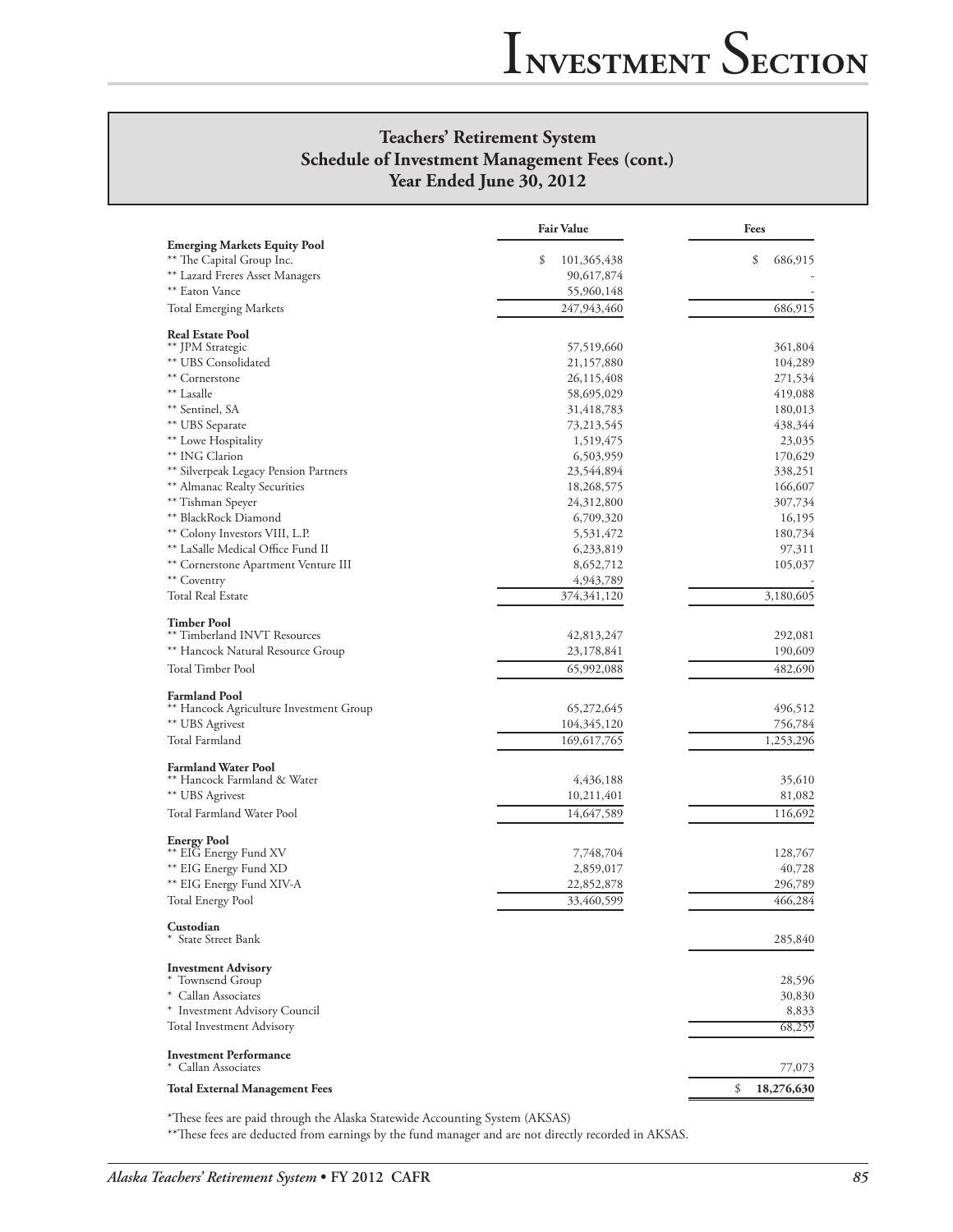## Teachers' Retirement System
## Schedule of Investment Management Fees (cont.)
## Year Ended June 30, 2012

| | Fair Value | Fees |
|---|---|---|
| **Emerging Markets Equity Pool** | | |
| ** The Capital Group Inc. | $ 101,365,438 | $ 686,915 |
| ** Lazard Freres Asset Managers | 90,617,874 | - |
| ** Eaton Vance | 55,960,148 | - |
| Total Emerging Markets | 247,943,460 | 686,915 |
| **Real Estate Pool** | | |
| ** JPM Strategic | 57,519,660 | 361,804 |
| ** UBS Consolidated | 21,157,880 | 104,289 |
| ** Cornerstone | 26,115,408 | 271,534 |
| ** Lasalle | 58,695,029 | 419,088 |
| ** Sentinel, SA | 31,418,783 | 180,013 |
| ** UBS Separate | 73,213,545 | 438,344 |
| ** Lowe Hospitality | 1,519,475 | 23,035 |
| ** ING Clarion | 6,503,959 | 170,629 |
| ** Silverpeak Legacy Pension Partners | 23,544,894 | 338,251 |
| ** Almanac Realty Securities | 18,268,575 | 166,607 |
| ** Tishman Speyer | 24,312,800 | 307,734 |
| ** BlackRock Diamond | 6,709,320 | 16,195 |
| ** Colony Investors VIII, L.P. | 5,531,472 | 180,734 |
| ** LaSalle Medical Office Fund II | 6,233,819 | 97,311 |
| ** Cornerstone Apartment Venture III | 8,652,712 | 105,037 |
| ** Coventry | 4,943,789 | - |
| Total Real Estate | 374,341,120 | 3,180,605 |
| **Timber Pool** | | |
| ** Timberland INVT Resources | 42,813,247 | 292,081 |
| ** Hancock Natural Resource Group | 23,178,841 | 190,609 |
| Total Timber Pool | 65,992,088 | 482,690 |
| **Farmland Pool** | | |
| ** Hancock Agriculture Investment Group | 65,272,645 | 496,512 |
| ** UBS Agrivest | 104,345,120 | 756,784 |
| Total Farmland | 169,617,765 | 1,253,296 |
| **Farmland Water Pool** | | |
| ** Hancock Farmland & Water | 4,436,188 | 35,610 |
| ** UBS Agrivest | 10,211,401 | 81,082 |
| Total Farmland Water Pool | 14,647,589 | 116,692 |
| **Energy Pool** | | |
| ** EIG Energy Fund XV | 7,748,704 | 128,767 |
| ** EIG Energy Fund XD | 2,859,017 | 40,728 |
| ** EIG Energy Fund XIV-A | 22,852,878 | 296,789 |
| Total Energy Pool | 33,460,599 | 466,284 |
| **Custodian** | | |
| * State Street Bank | | 285,840 |
| **Investment Advisory** | | |
| * Townsend Group | | 28,596 |
| * Callan Associates | | 30,830 |
| * Investment Advisory Council | | 8,833 |
| Total Investment Advisory | | 68,259 |
| **Investment Performance** | | |
| * Callan Associates | | 77,073 |
| **Total External Management Fees** | | $ **18,276,630** |

*These fees are paid through the Alaska Statewide Accounting System (AKSAS)

**These fees are deducted from earnings by the fund manager and are not directly recorded in AKSAS.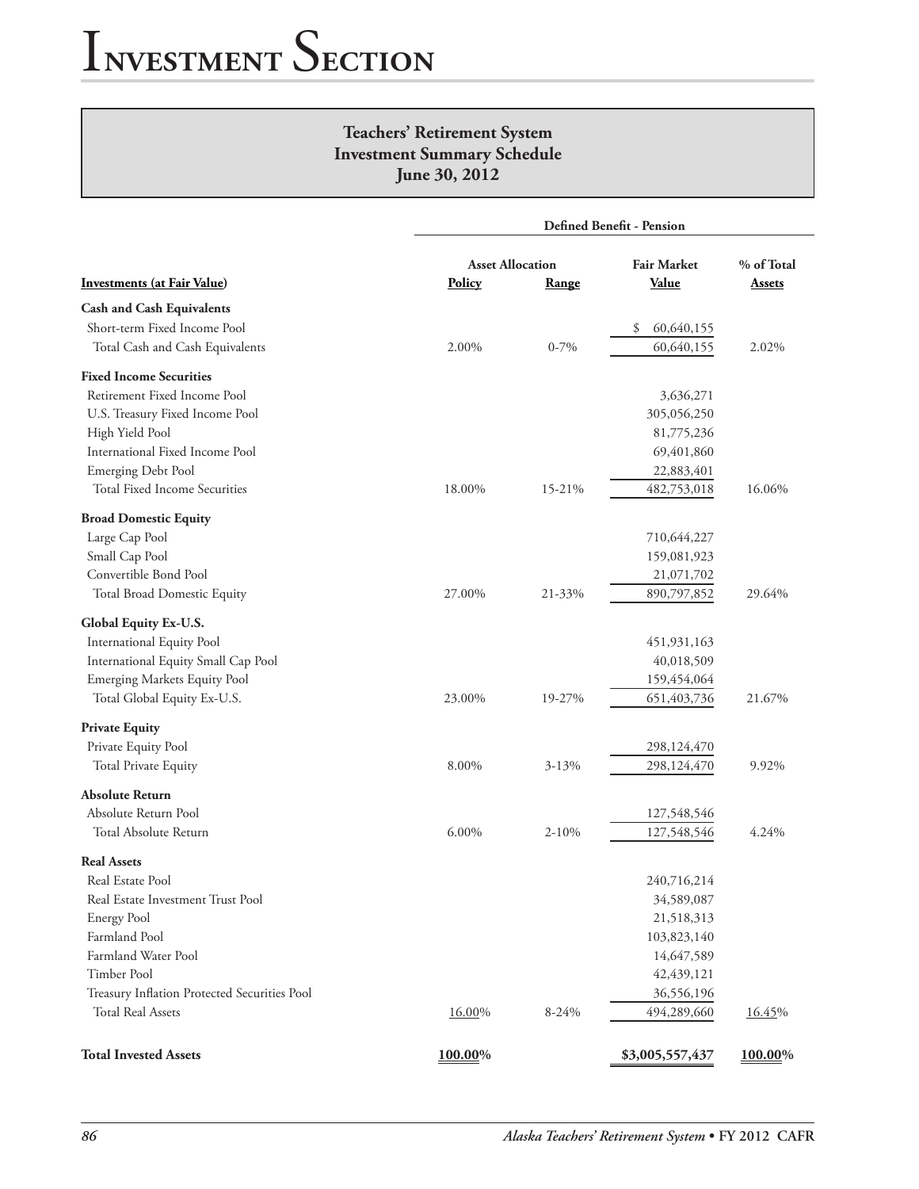# Investment Section

## Teachers' Retirement System
## Investment Summary Schedule
## June 30, 2012

| | Defined Benefit - Pension | | | |
|---|---|---|---|---|
| | Asset Allocation | | Fair Market | % of Total |
| **Investments (at Fair Value)** | **Policy** | **Range** | **Value** | **Assets** |
| **Cash and Cash Equivalents** | | | | |
| Short-term Fixed Income Pool | | | $ 60,640,155 | |
| Total Cash and Cash Equivalents | 2.00% | 0-7% | 60,640,155 | 2.02% |
| **Fixed Income Securities** | | | | |
| Retirement Fixed Income Pool | | | 3,636,271 | |
| U.S. Treasury Fixed Income Pool | | | 305,056,250 | |
| High Yield Pool | | | 81,775,236 | |
| International Fixed Income Pool | | | 69,401,860 | |
| Emerging Debt Pool | | | 22,883,401 | |
| Total Fixed Income Securities | 18.00% | 15-21% | 482,753,018 | 16.06% |
| **Broad Domestic Equity** | | | | |
| Large Cap Pool | | | 710,644,227 | |
| Small Cap Pool | | | 159,081,923 | |
| Convertible Bond Pool | | | 21,071,702 | |
| Total Broad Domestic Equity | 27.00% | 21-33% | 890,797,852 | 29.64% |
| **Global Equity Ex-U.S.** | | | | |
| International Equity Pool | | | 451,931,163 | |
| International Equity Small Cap Pool | | | 40,018,509 | |
| Emerging Markets Equity Pool | | | 159,454,064 | |
| Total Global Equity Ex-U.S. | 23.00% | 19-27% | 651,403,736 | 21.67% |
| **Private Equity** | | | | |
| Private Equity Pool | | | 298,124,470 | |
| Total Private Equity | 8.00% | 3-13% | 298,124,470 | 9.92% |
| **Absolute Return** | | | | |
| Absolute Return Pool | | | 127,548,546 | |
| Total Absolute Return | 6.00% | 2-10% | 127,548,546 | 4.24% |
| **Real Assets** | | | | |
| Real Estate Pool | | | 240,716,214 | |
| Real Estate Investment Trust Pool | | | 34,589,087 | |
| Energy Pool | | | 21,518,313 | |
| Farmland Pool | | | 103,823,140 | |
| Farmland Water Pool | | | 14,647,589 | |
| Timber Pool | | | 42,439,121 | |
| Treasury Inflation Protected Securities Pool | | | 36,556,196 | |
| Total Real Assets | 16.00% | 8-24% | 494,289,660 | 16.45% |
| **Total Invested Assets** | **100.00%** | | **$3,005,557,437** | **100.00%** |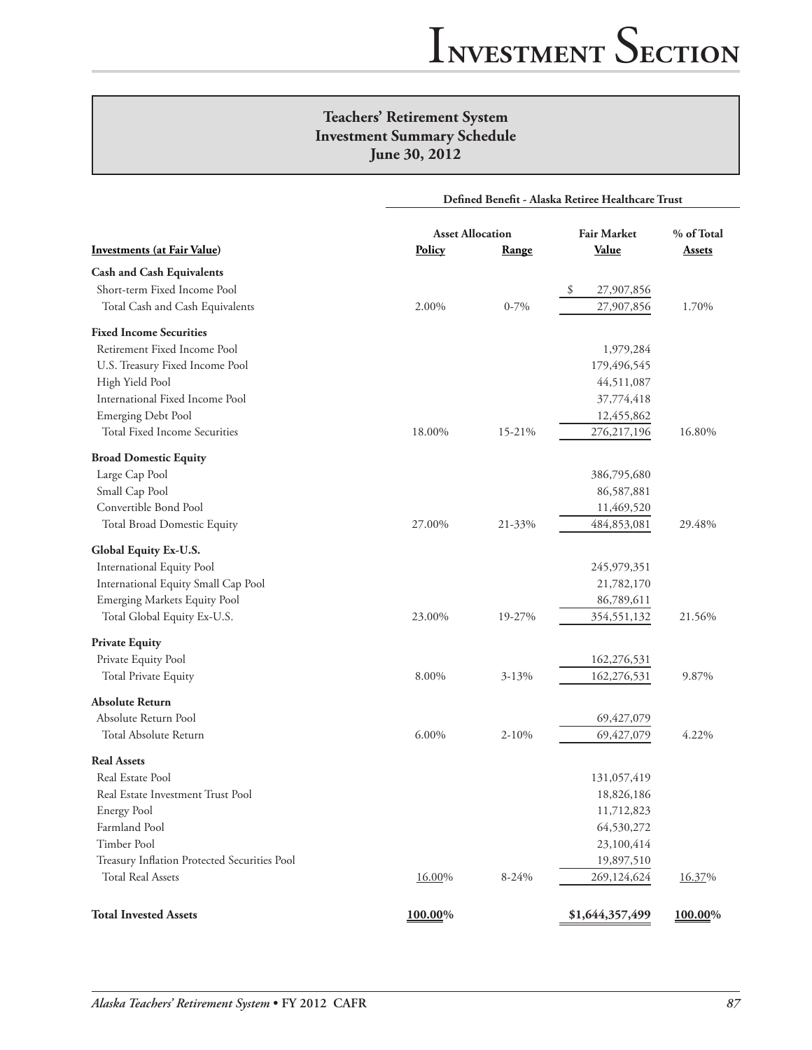## Teachers' Retirement System
## Investment Summary Schedule
## June 30, 2012

| | Defined Benefit - Alaska Retiree Healthcare Trust | | | |
|---|---|---|---|---|
| | Asset Allocation | | Fair Market | % of Total |
| **Investments (at Fair Value)** | **Policy** | **Range** | **Value** | **Assets** |
| **Cash and Cash Equivalents** | | | | |
| Short-term Fixed Income Pool | | | $ 27,907,856 | |
| Total Cash and Cash Equivalents | 2.00% | 0-7% | 27,907,856 | 1.70% |
| **Fixed Income Securities** | | | | |
| Retirement Fixed Income Pool | | | 1,979,284 | |
| U.S. Treasury Fixed Income Pool | | | 179,496,545 | |
| High Yield Pool | | | 44,511,087 | |
| International Fixed Income Pool | | | 37,774,418 | |
| Emerging Debt Pool | | | 12,455,862 | |
| Total Fixed Income Securities | 18.00% | 15-21% | 276,217,196 | 16.80% |
| **Broad Domestic Equity** | | | | |
| Large Cap Pool | | | 386,795,680 | |
| Small Cap Pool | | | 86,587,881 | |
| Convertible Bond Pool | | | 11,469,520 | |
| Total Broad Domestic Equity | 27.00% | 21-33% | 484,853,081 | 29.48% |
| **Global Equity Ex-U.S.** | | | | |
| International Equity Pool | | | 245,979,351 | |
| International Equity Small Cap Pool | | | 21,782,170 | |
| Emerging Markets Equity Pool | | | 86,789,611 | |
| Total Global Equity Ex-U.S. | 23.00% | 19-27% | 354,551,132 | 21.56% |
| **Private Equity** | | | | |
| Private Equity Pool | | | 162,276,531 | |
| Total Private Equity | 8.00% | 3-13% | 162,276,531 | 9.87% |
| **Absolute Return** | | | | |
| Absolute Return Pool | | | 69,427,079 | |
| Total Absolute Return | 6.00% | 2-10% | 69,427,079 | 4.22% |
| **Real Assets** | | | | |
| Real Estate Pool | | | 131,057,419 | |
| Real Estate Investment Trust Pool | | | 18,826,186 | |
| Energy Pool | | | 11,712,823 | |
| Farmland Pool | | | 64,530,272 | |
| Timber Pool | | | 23,100,414 | |
| Treasury Inflation Protected Securities Pool | | | 19,897,510 | |
| Total Real Assets | 16.00% | 8-24% | 269,124,624 | 16.37% |
| **Total Invested Assets** | **100.00%** | | **$1,644,357,499** | **100.00%** |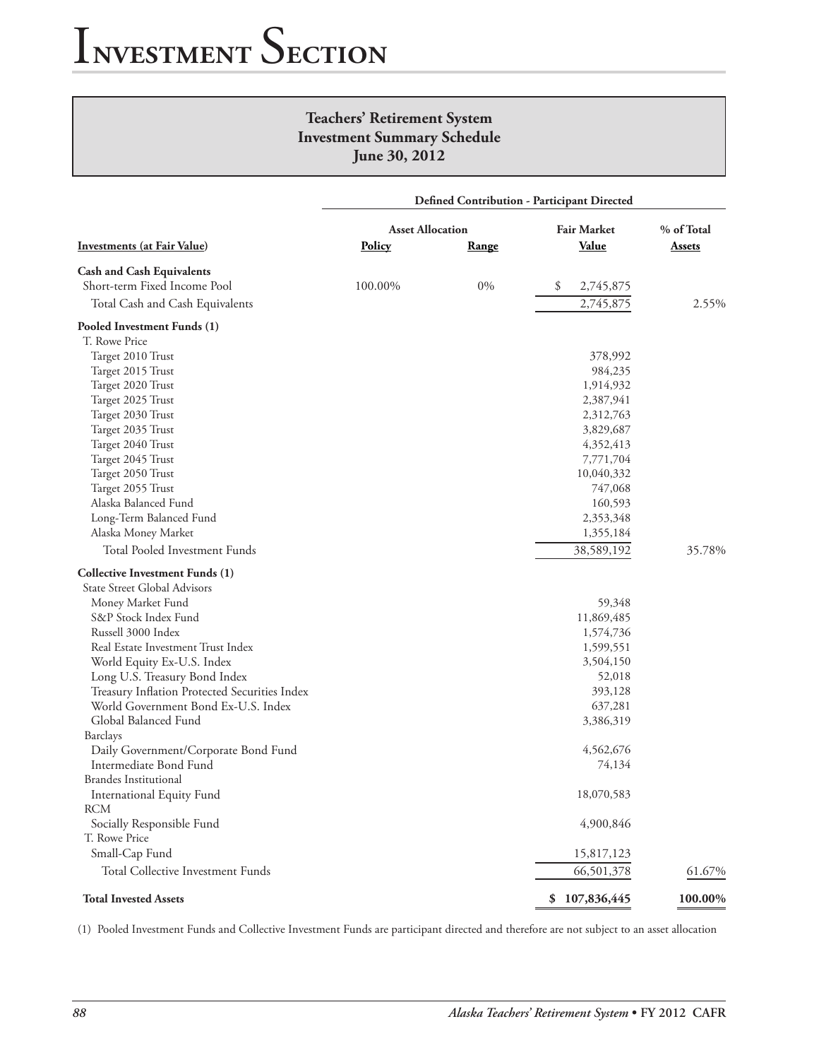## Teachers' Retirement System
## Investment Summary Schedule
## June 30, 2012

| | Defined Contribution - Participant Directed | | | |
|---|---|---|---|---|
| | Asset Allocation | | Fair Market | % of Total |
| **Investments (at Fair Value)** | **Policy** | **Range** | **Value** | **Assets** |
| **Cash and Cash Equivalents** | | | | |
| Short-term Fixed Income Pool | 100.00% | 0% | $ 2,745,875 | |
| Total Cash and Cash Equivalents | | | 2,745,875 | 2.55% |
| **Pooled Investment Funds (1)** | | | | |
| T. Rowe Price | | | | |
| Target 2010 Trust | | | 378,992 | |
| Target 2015 Trust | | | 984,235 | |
| Target 2020 Trust | | | 1,914,932 | |
| Target 2025 Trust | | | 2,387,941 | |
| Target 2030 Trust | | | 2,312,763 | |
| Target 2035 Trust | | | 3,829,687 | |
| Target 2040 Trust | | | 4,352,413 | |
| Target 2045 Trust | | | 7,771,704 | |
| Target 2050 Trust | | | 10,040,332 | |
| Target 2055 Trust | | | 747,068 | |
| Alaska Balanced Fund | | | 160,593 | |
| Long-Term Balanced Fund | | | 2,353,348 | |
| Alaska Money Market | | | 1,355,184 | |
| Total Pooled Investment Funds | | | 38,589,192 | 35.78% |
| **Collective Investment Funds (1)** | | | | |
| State Street Global Advisors | | | | |
| Money Market Fund | | | 59,348 | |
| S&P Stock Index Fund | | | 11,869,485 | |
| Russell 3000 Index | | | 1,574,736 | |
| Real Estate Investment Trust Index | | | 1,599,551 | |
| World Equity Ex-U.S. Index | | | 3,504,150 | |
| Long U.S. Treasury Bond Index | | | 52,018 | |
| Treasury Inflation Protected Securities Index | | | 393,128 | |
| World Government Bond Ex-U.S. Index | | | 637,281 | |
| Global Balanced Fund | | | 3,386,319 | |
| Barclays | | | | |
| Daily Government/Corporate Bond Fund | | | 4,562,676 | |
| Intermediate Bond Fund | | | 74,134 | |
| Brandes Institutional | | | | |
| International Equity Fund | | | 18,070,583 | |
| RCM | | | | |
| Socially Responsible Fund | | | 4,900,846 | |
| T. Rowe Price | | | | |
| Small-Cap Fund | | | 15,817,123 | |
| Total Collective Investment Funds | | | 66,501,378 | 61.67% |
| **Total Invested Assets** | | | **$ 107,836,445** | **100.00%** |

(1) Pooled Investment Funds and Collective Investment Funds are participant directed and therefore are not subject to an asset allocation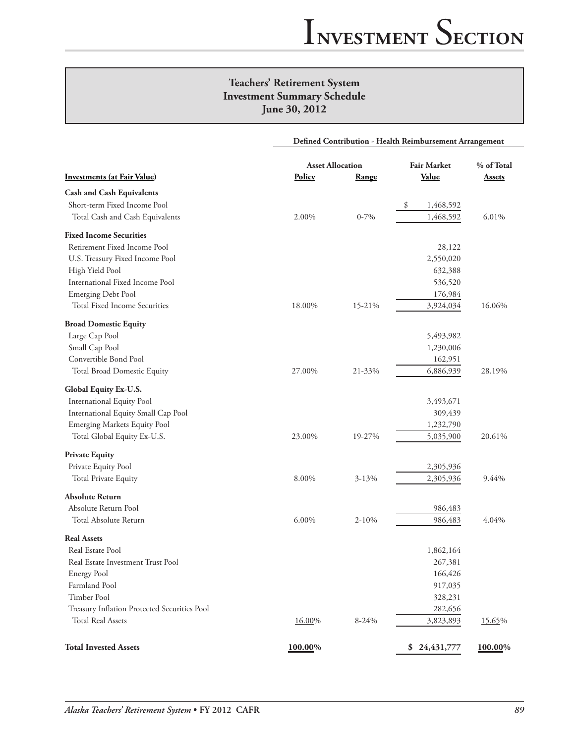## Teachers' Retirement System
## Investment Summary Schedule
## June 30, 2012

| | Defined Contribution - Health Reimbursement Arrangement | | | |
|---|---|---|---|---|
| | Asset Allocation | | Fair Market | % of Total |
| **Investments (at Fair Value)** | **Policy** | **Range** | **Value** | **Assets** |
| **Cash and Cash Equivalents** | | | | |
| Short-term Fixed Income Pool | | | $ 1,468,592 | |
| Total Cash and Cash Equivalents | 2.00% | 0-7% | 1,468,592 | 6.01% |
| **Fixed Income Securities** | | | | |
| Retirement Fixed Income Pool | | | 28,122 | |
| U.S. Treasury Fixed Income Pool | | | 2,550,020 | |
| High Yield Pool | | | 632,388 | |
| International Fixed Income Pool | | | 536,520 | |
| Emerging Debt Pool | | | 176,984 | |
| Total Fixed Income Securities | 18.00% | 15-21% | 3,924,034 | 16.06% |
| **Broad Domestic Equity** | | | | |
| Large Cap Pool | | | 5,493,982 | |
| Small Cap Pool | | | 1,230,006 | |
| Convertible Bond Pool | | | 162,951 | |
| Total Broad Domestic Equity | 27.00% | 21-33% | 6,886,939 | 28.19% |
| **Global Equity Ex-U.S.** | | | | |
| International Equity Pool | | | 3,493,671 | |
| International Equity Small Cap Pool | | | 309,439 | |
| Emerging Markets Equity Pool | | | 1,232,790 | |
| Total Global Equity Ex-U.S. | 23.00% | 19-27% | 5,035,900 | 20.61% |
| **Private Equity** | | | | |
| Private Equity Pool | | | 2,305,936 | |
| Total Private Equity | 8.00% | 3-13% | 2,305,936 | 9.44% |
| **Absolute Return** | | | | |
| Absolute Return Pool | | | 986,483 | |
| Total Absolute Return | 6.00% | 2-10% | 986,483 | 4.04% |
| **Real Assets** | | | | |
| Real Estate Pool | | | 1,862,164 | |
| Real Estate Investment Trust Pool | | | 267,381 | |
| Energy Pool | | | 166,426 | |
| Farmland Pool | | | 917,035 | |
| Timber Pool | | | 328,231 | |
| Treasury Inflation Protected Securities Pool | | | 282,656 | |
| Total Real Assets | 16.00% | 8-24% | 3,823,893 | 15.65% |
| **Total Invested Assets** | **100.00%** | | **$ 24,431,777** | **100.00%** |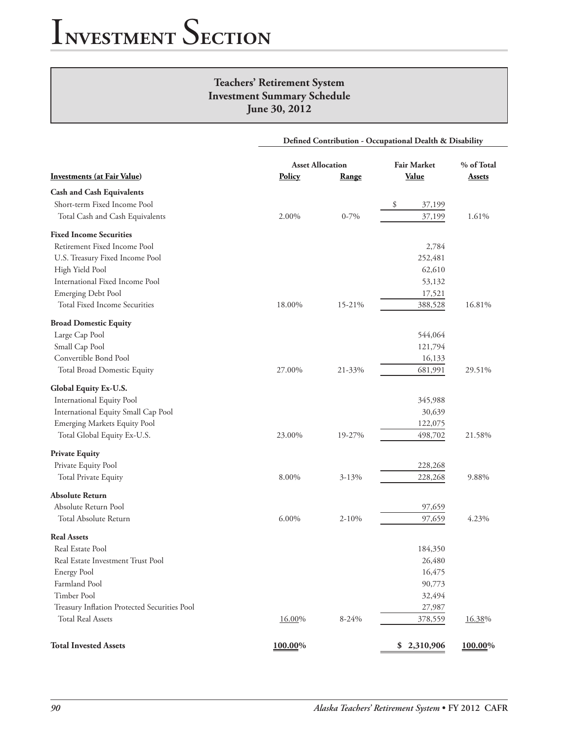# Investment Section

## Teachers' Retirement System
## Investment Summary Schedule
## June 30, 2012

| | Defined Contribution - Occupational Dealth & Disability | | | |
|---|---|---|---|---|
| | Asset Allocation | | Fair Market | % of Total |
| **Investments (at Fair Value)** | **Policy** | **Range** | **Value** | **Assets** |
| **Cash and Cash Equivalents** | | | | |
| Short-term Fixed Income Pool | | | $ 37,199 | |
| Total Cash and Cash Equivalents | 2.00% | 0-7% | 37,199 | 1.61% |
| **Fixed Income Securities** | | | | |
| Retirement Fixed Income Pool | | | 2,784 | |
| U.S. Treasury Fixed Income Pool | | | 252,481 | |
| High Yield Pool | | | 62,610 | |
| International Fixed Income Pool | | | 53,132 | |
| Emerging Debt Pool | | | 17,521 | |
| Total Fixed Income Securities | 18.00% | 15-21% | 388,528 | 16.81% |
| **Broad Domestic Equity** | | | | |
| Large Cap Pool | | | 544,064 | |
| Small Cap Pool | | | 121,794 | |
| Convertible Bond Pool | | | 16,133 | |
| Total Broad Domestic Equity | 27.00% | 21-33% | 681,991 | 29.51% |
| **Global Equity Ex-U.S.** | | | | |
| International Equity Pool | | | 345,988 | |
| International Equity Small Cap Pool | | | 30,639 | |
| Emerging Markets Equity Pool | | | 122,075 | |
| Total Global Equity Ex-U.S. | 23.00% | 19-27% | 498,702 | 21.58% |
| **Private Equity** | | | | |
| Private Equity Pool | | | 228,268 | |
| Total Private Equity | 8.00% | 3-13% | 228,268 | 9.88% |
| **Absolute Return** | | | | |
| Absolute Return Pool | | | 97,659 | |
| Total Absolute Return | 6.00% | 2-10% | 97,659 | 4.23% |
| **Real Assets** | | | | |
| Real Estate Pool | | | 184,350 | |
| Real Estate Investment Trust Pool | | | 26,480 | |
| Energy Pool | | | 16,475 | |
| Farmland Pool | | | 90,773 | |
| Timber Pool | | | 32,494 | |
| Treasury Inflation Protected Securities Pool | | | 27,987 | |
| Total Real Assets | 16.00% | 8-24% | 378,559 | 16.38% |
| **Total Invested Assets** | **100.00%** | | **$ 2,310,906** | **100.00%** |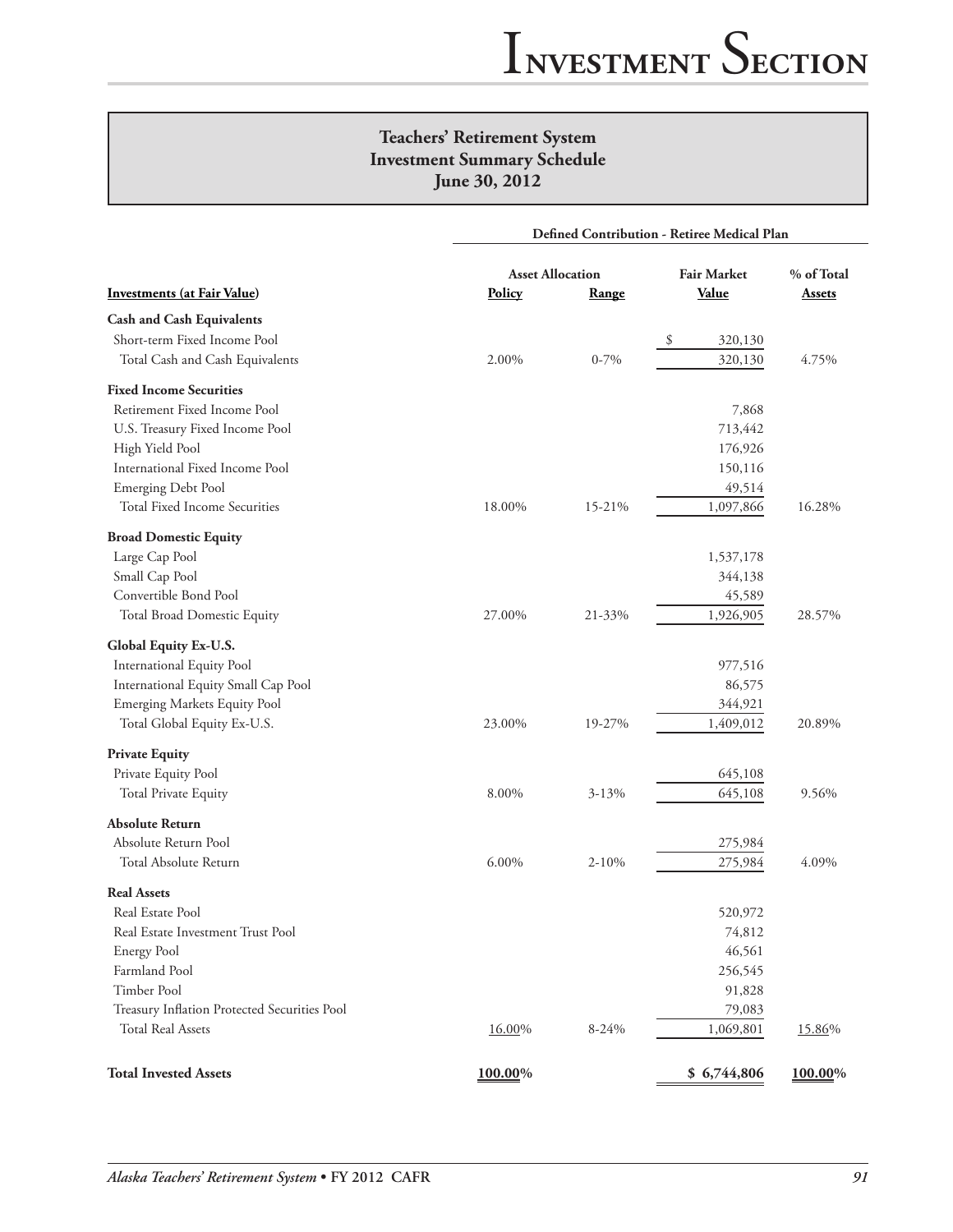## Teachers' Retirement System
## Investment Summary Schedule
## June 30, 2012

| | Defined Contribution - Retiree Medical Plan | | | |
|---|---|---|---|---|
| | Asset Allocation | | Fair Market | % of Total |
| **Investments (at Fair Value)** | **Policy** | **Range** | **Value** | **Assets** |
| **Cash and Cash Equivalents** | | | | |
| Short-term Fixed Income Pool | | | $ 320,130 | |
| Total Cash and Cash Equivalents | 2.00% | 0-7% | 320,130 | 4.75% |
| **Fixed Income Securities** | | | | |
| Retirement Fixed Income Pool | | | 7,868 | |
| U.S. Treasury Fixed Income Pool | | | 713,442 | |
| High Yield Pool | | | 176,926 | |
| International Fixed Income Pool | | | 150,116 | |
| Emerging Debt Pool | | | 49,514 | |
| Total Fixed Income Securities | 18.00% | 15-21% | 1,097,866 | 16.28% |
| **Broad Domestic Equity** | | | | |
| Large Cap Pool | | | 1,537,178 | |
| Small Cap Pool | | | 344,138 | |
| Convertible Bond Pool | | | 45,589 | |
| Total Broad Domestic Equity | 27.00% | 21-33% | 1,926,905 | 28.57% |
| **Global Equity Ex-U.S.** | | | | |
| International Equity Pool | | | 977,516 | |
| International Equity Small Cap Pool | | | 86,575 | |
| Emerging Markets Equity Pool | | | 344,921 | |
| Total Global Equity Ex-U.S. | 23.00% | 19-27% | 1,409,012 | 20.89% |
| **Private Equity** | | | | |
| Private Equity Pool | | | 645,108 | |
| Total Private Equity | 8.00% | 3-13% | 645,108 | 9.56% |
| **Absolute Return** | | | | |
| Absolute Return Pool | | | 275,984 | |
| Total Absolute Return | 6.00% | 2-10% | 275,984 | 4.09% |
| **Real Assets** | | | | |
| Real Estate Pool | | | 520,972 | |
| Real Estate Investment Trust Pool | | | 74,812 | |
| Energy Pool | | | 46,561 | |
| Farmland Pool | | | 256,545 | |
| Timber Pool | | | 91,828 | |
| Treasury Inflation Protected Securities Pool | | | 79,083 | |
| Total Real Assets | 16.00% | 8-24% | 1,069,801 | 15.86% |
| **Total Invested Assets** | **100.00%** | | **$ 6,744,806** | **100.00%** |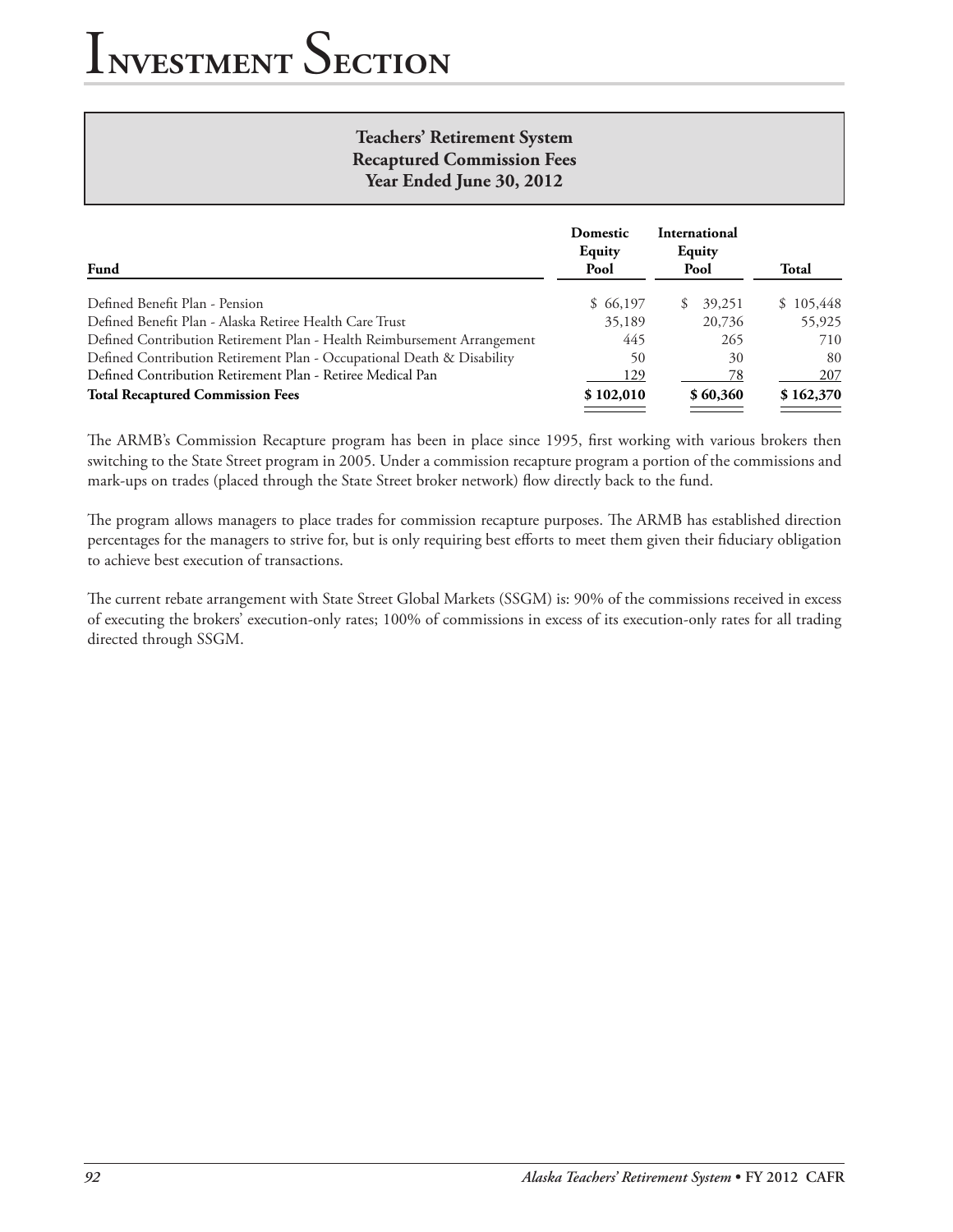# Investment Section

## Teachers' Retirement System
## Recaptured Commission Fees
## Year Ended June 30, 2012

| Fund | Domestic Equity Pool | International Equity Pool | Total |
|---|---|---|---|
| Defined Benefit Plan - Pension | $ 66,197 | $ 39,251 | $ 105,448 |
| Defined Benefit Plan - Alaska Retiree Health Care Trust | 35,189 | 20,736 | 55,925 |
| Defined Contribution Retirement Plan - Health Reimbursement Arrangement | 445 | 265 | 710 |
| Defined Contribution Retirement Plan - Occupational Death & Disability | 50 | 30 | 80 |
| Defined Contribution Retirement Plan - Retiree Medical Pan | 129 | 78 | 207 |
| **Total Recaptured Commission Fees** | **$ 102,010** | **$ 60,360** | **$ 162,370** |

The ARMB's Commission Recapture program has been in place since 1995, first working with various brokers then switching to the State Street program in 2005. Under a commission recapture program a portion of the commissions and mark-ups on trades (placed through the State Street broker network) flow directly back to the fund.

The program allows managers to place trades for commission recapture purposes. The ARMB has established direction percentages for the managers to strive for, but is only requiring best efforts to meet them given their fiduciary obligation to achieve best execution of transactions.

The current rebate arrangement with State Street Global Markets (SSGM) is: 90% of the commissions received in excess of executing the brokers' execution-only rates; 100% of commissions in excess of its execution-only rates for all trading directed through SSGM.